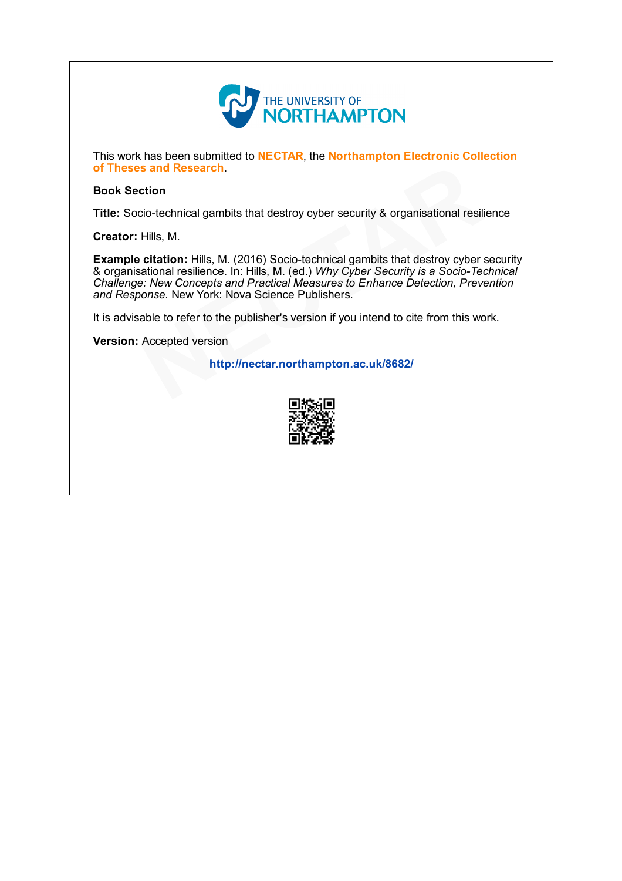THE UNIVERSITY OF NORTHAMPTON

This work has been submitted to **NECTAR**, the **Northampton Electronic Collection of Theses and Research**.

**Book Section**

**Title:** Socio-technical gambits that destroy cyber security & organisational resilience

**Creator:** Hills, M.

**Example citation:** Hills, M. (2016) Socio-technical gambits that destroy cyber security & organisational resilience. In: Hills, M. (ed.) *Why Cyber Security is a Socio-Technical Challenge: New Concepts and Practical Measures to Enhance Detection, Prevention and Response.* New York: Nova Science Publishers.

It is advisable to refer to the publisher's version if you intend to cite from this work.

**Version:** Accepted version

**http://nectar.northampton.ac.uk/8682/**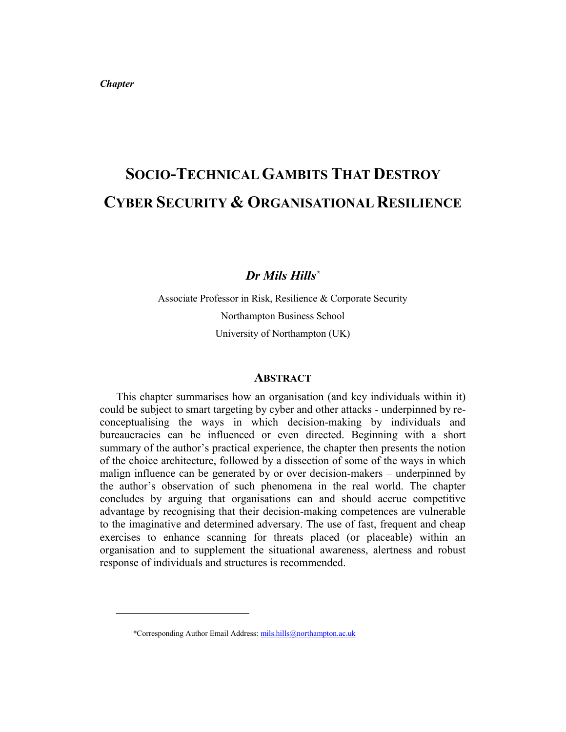*Chapter*

# SOCIO-TECHNICAL GAMBITS THAT DESTROY CYBER SECURITY & ORGANISATIONAL RESILIENCE

***Dr Mils Hills****

Associate Professor in Risk, Resilience & Corporate Security
Northampton Business School
University of Northampton (UK)

## ABSTRACT

This chapter summarises how an organisation (and key individuals within it) could be subject to smart targeting by cyber and other attacks - underpinned by re-conceptualising the ways in which decision-making by individuals and bureaucracies can be influenced or even directed. Beginning with a short summary of the author's practical experience, the chapter then presents the notion of the choice architecture, followed by a dissection of some of the ways in which malign influence can be generated by or over decision-makers – underpinned by the author's observation of such phenomena in the real world. The chapter concludes by arguing that organisations can and should accrue competitive advantage by recognising that their decision-making competences are vulnerable to the imaginative and determined adversary. The use of fast, frequent and cheap exercises to enhance scanning for threats placed (or placeable) within an organisation and to supplement the situational awareness, alertness and robust response of individuals and structures is recommended.

---

*Corresponding Author Email Address: mils.hills@northampton.ac.uk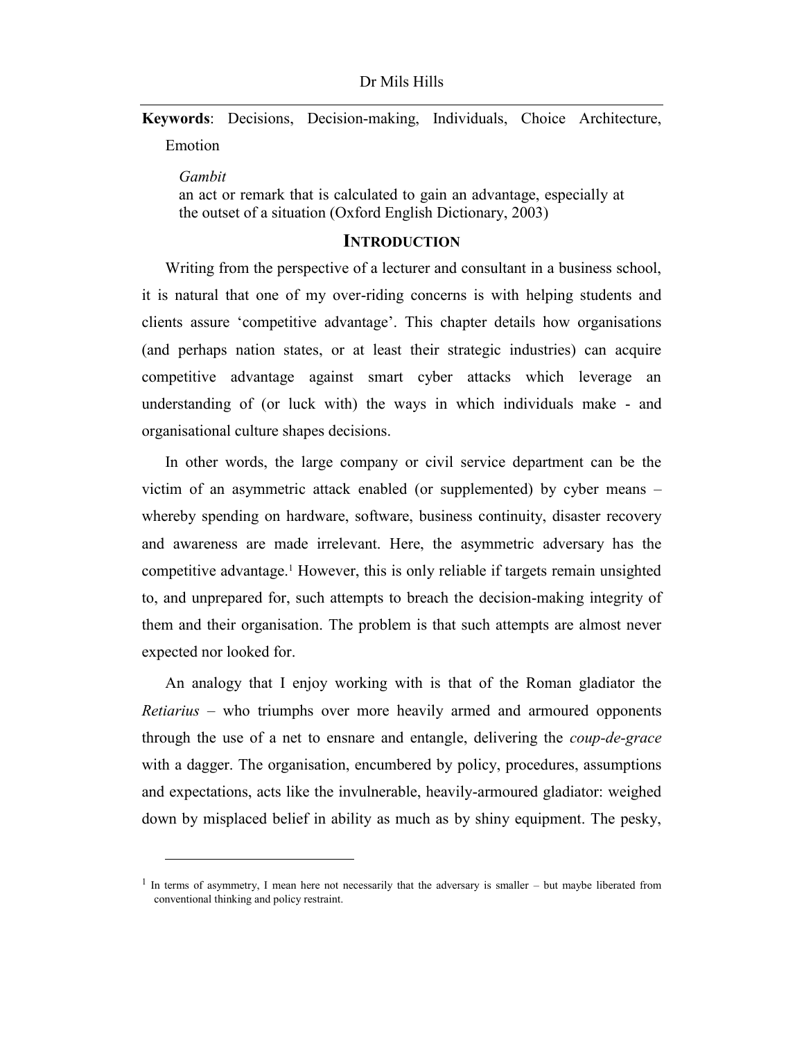**Keywords**: Decisions, Decision-making, Individuals, Choice Architecture, Emotion

> *Gambit*
> an act or remark that is calculated to gain an advantage, especially at the outset of a situation (Oxford English Dictionary, 2003)

## INTRODUCTION

Writing from the perspective of a lecturer and consultant in a business school, it is natural that one of my over-riding concerns is with helping students and clients assure 'competitive advantage'. This chapter details how organisations (and perhaps nation states, or at least their strategic industries) can acquire competitive advantage against smart cyber attacks which leverage an understanding of (or luck with) the ways in which individuals make - and organisational culture shapes decisions.

In other words, the large company or civil service department can be the victim of an asymmetric attack enabled (or supplemented) by cyber means – whereby spending on hardware, software, business continuity, disaster recovery and awareness are made irrelevant. Here, the asymmetric adversary has the competitive advantage.[1] However, this is only reliable if targets remain unsighted to, and unprepared for, such attempts to breach the decision-making integrity of them and their organisation. The problem is that such attempts are almost never expected nor looked for.

An analogy that I enjoy working with is that of the Roman gladiator the *Retiarius* – who triumphs over more heavily armed and armoured opponents through the use of a net to ensnare and entangle, delivering the *coup-de-grace* with a dagger. The organisation, encumbered by policy, procedures, assumptions and expectations, acts like the invulnerable, heavily-armoured gladiator: weighed down by misplaced belief in ability as much as by shiny equipment. The pesky,

---

[1] In terms of asymmetry, I mean here not necessarily that the adversary is smaller – but maybe liberated from conventional thinking and policy restraint.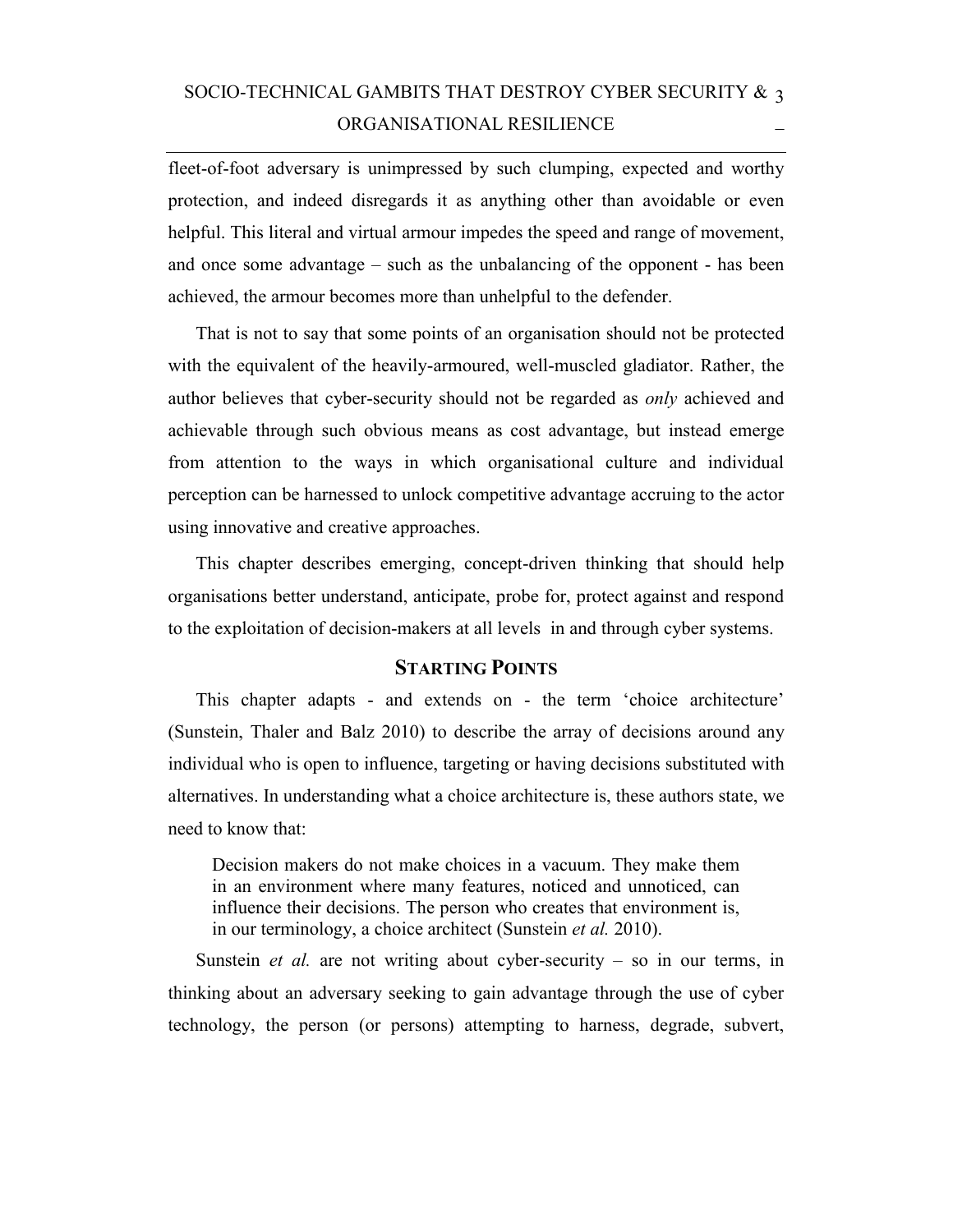fleet-of-foot adversary is unimpressed by such clumping, expected and worthy protection, and indeed disregards it as anything other than avoidable or even helpful. This literal and virtual armour impedes the speed and range of movement, and once some advantage – such as the unbalancing of the opponent - has been achieved, the armour becomes more than unhelpful to the defender.

That is not to say that some points of an organisation should not be protected with the equivalent of the heavily-armoured, well-muscled gladiator. Rather, the author believes that cyber-security should not be regarded as *only* achieved and achievable through such obvious means as cost advantage, but instead emerge from attention to the ways in which organisational culture and individual perception can be harnessed to unlock competitive advantage accruing to the actor using innovative and creative approaches.

This chapter describes emerging, concept-driven thinking that should help organisations better understand, anticipate, probe for, protect against and respond to the exploitation of decision-makers at all levels in and through cyber systems.

## STARTING POINTS

This chapter adapts - and extends on - the term 'choice architecture' (Sunstein, Thaler and Balz 2010) to describe the array of decisions around any individual who is open to influence, targeting or having decisions substituted with alternatives. In understanding what a choice architecture is, these authors state, we need to know that:

> Decision makers do not make choices in a vacuum. They make them in an environment where many features, noticed and unnoticed, can influence their decisions. The person who creates that environment is, in our terminology, a choice architect (Sunstein *et al.* 2010).

Sunstein *et al.* are not writing about cyber-security – so in our terms, in thinking about an adversary seeking to gain advantage through the use of cyber technology, the person (or persons) attempting to harness, degrade, subvert,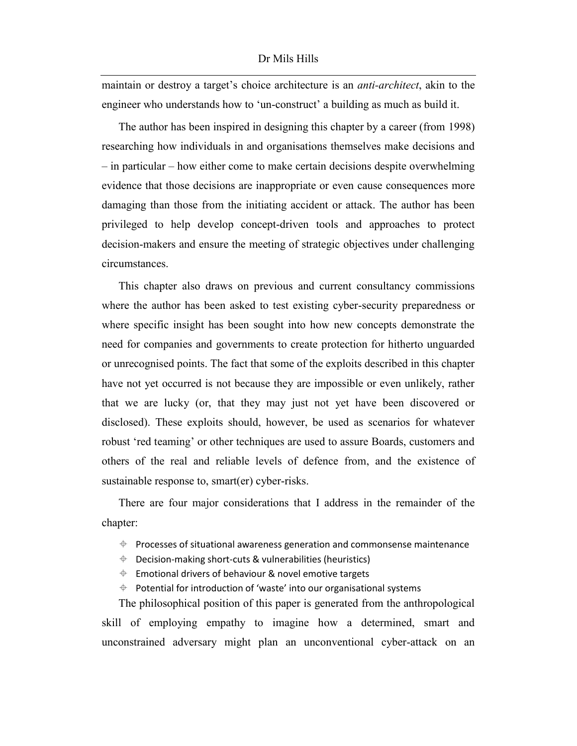maintain or destroy a target's choice architecture is an *anti-architect*, akin to the engineer who understands how to 'un-construct' a building as much as build it.

The author has been inspired in designing this chapter by a career (from 1998) researching how individuals in and organisations themselves make decisions and – in particular – how either come to make certain decisions despite overwhelming evidence that those decisions are inappropriate or even cause consequences more damaging than those from the initiating accident or attack. The author has been privileged to help develop concept-driven tools and approaches to protect decision-makers and ensure the meeting of strategic objectives under challenging circumstances.

This chapter also draws on previous and current consultancy commissions where the author has been asked to test existing cyber-security preparedness or where specific insight has been sought into how new concepts demonstrate the need for companies and governments to create protection for hitherto unguarded or unrecognised points. The fact that some of the exploits described in this chapter have not yet occurred is not because they are impossible or even unlikely, rather that we are lucky (or, that they may just not yet have been discovered or disclosed). These exploits should, however, be used as scenarios for whatever robust 'red teaming' or other techniques are used to assure Boards, customers and others of the real and reliable levels of defence from, and the existence of sustainable response to, smart(er) cyber-risks.

There are four major considerations that I address in the remainder of the chapter:

- Processes of situational awareness generation and commonsense maintenance
- Decision-making short-cuts & vulnerabilities (heuristics)
- Emotional drivers of behaviour & novel emotive targets
- Potential for introduction of 'waste' into our organisational systems

The philosophical position of this paper is generated from the anthropological skill of employing empathy to imagine how a determined, smart and unconstrained adversary might plan an unconventional cyber-attack on an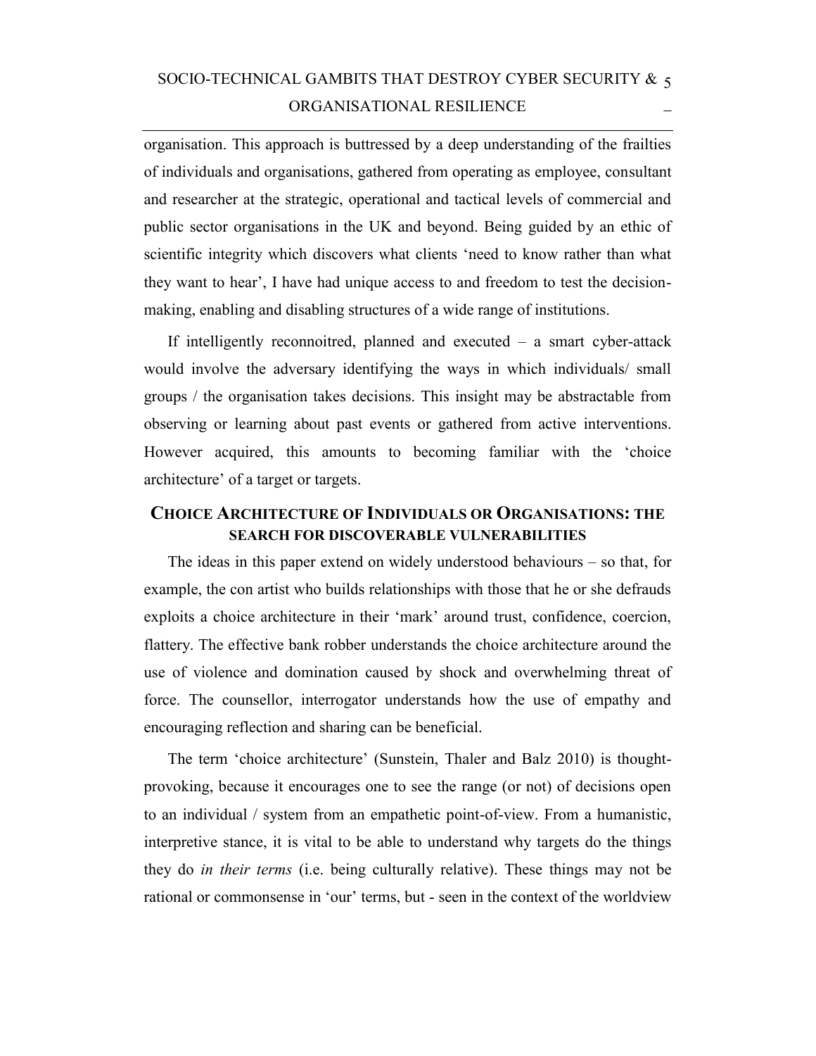organisation. This approach is buttressed by a deep understanding of the frailties of individuals and organisations, gathered from operating as employee, consultant and researcher at the strategic, operational and tactical levels of commercial and public sector organisations in the UK and beyond. Being guided by an ethic of scientific integrity which discovers what clients 'need to know rather than what they want to hear', I have had unique access to and freedom to test the decision-making, enabling and disabling structures of a wide range of institutions.

If intelligently reconnoitred, planned and executed – a smart cyber-attack would involve the adversary identifying the ways in which individuals/ small groups / the organisation takes decisions. This insight may be abstractable from observing or learning about past events or gathered from active interventions. However acquired, this amounts to becoming familiar with the 'choice architecture' of a target or targets.

## Choice Architecture of Individuals or Organisations: the Search for Discoverable Vulnerabilities

The ideas in this paper extend on widely understood behaviours – so that, for example, the con artist who builds relationships with those that he or she defrauds exploits a choice architecture in their 'mark' around trust, confidence, coercion, flattery. The effective bank robber understands the choice architecture around the use of violence and domination caused by shock and overwhelming threat of force. The counsellor, interrogator understands how the use of empathy and encouraging reflection and sharing can be beneficial.

The term 'choice architecture' (Sunstein, Thaler and Balz 2010) is thought-provoking, because it encourages one to see the range (or not) of decisions open to an individual / system from an empathetic point-of-view. From a humanistic, interpretive stance, it is vital to be able to understand why targets do the things they do *in their terms* (i.e. being culturally relative). These things may not be rational or commonsense in 'our' terms, but - seen in the context of the worldview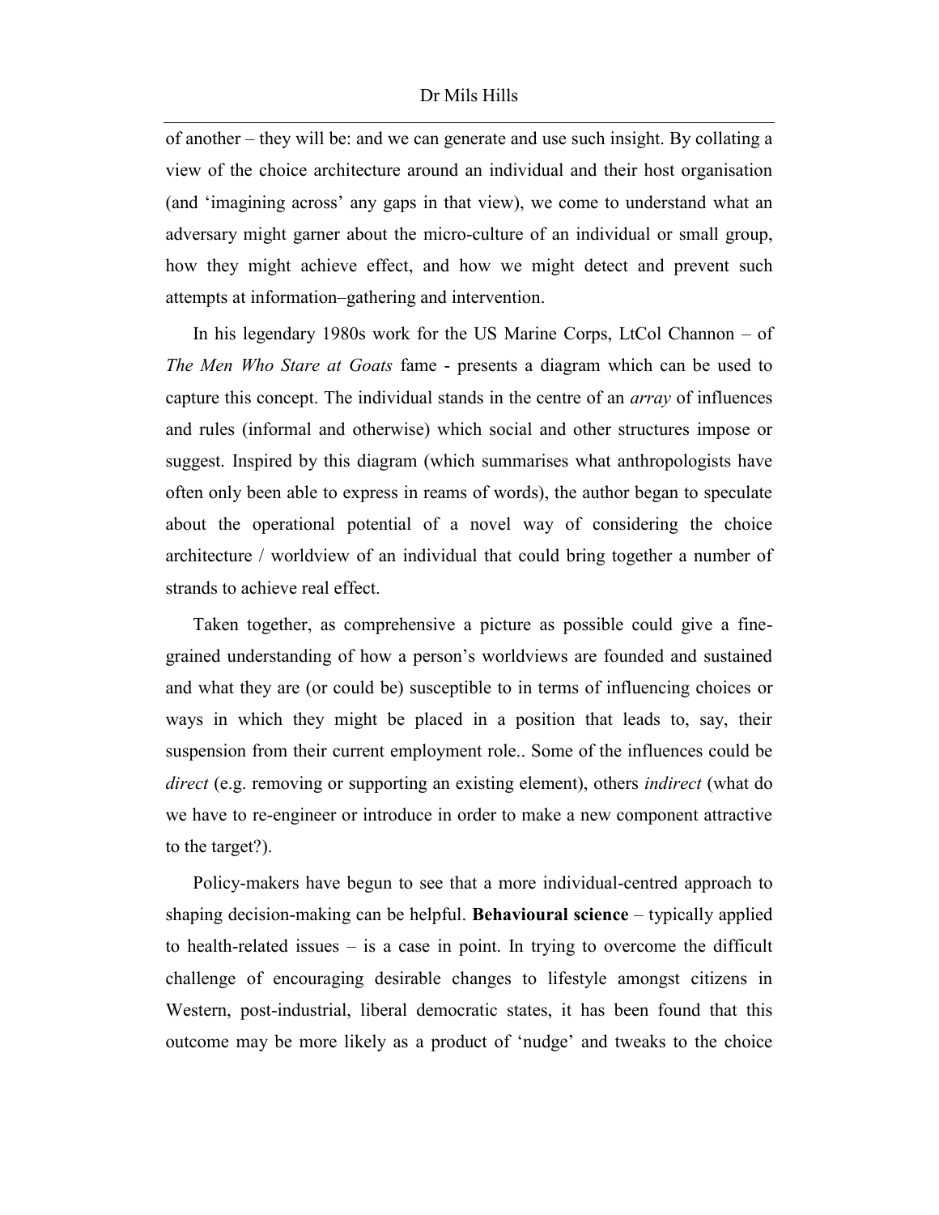of another – they will be: and we can generate and use such insight. By collating a view of the choice architecture around an individual and their host organisation (and 'imagining across' any gaps in that view), we come to understand what an adversary might garner about the micro-culture of an individual or small group, how they might achieve effect, and how we might detect and prevent such attempts at information–gathering and intervention.

In his legendary 1980s work for the US Marine Corps, LtCol Channon – of *The Men Who Stare at Goats* fame - presents a diagram which can be used to capture this concept. The individual stands in the centre of an *array* of influences and rules (informal and otherwise) which social and other structures impose or suggest. Inspired by this diagram (which summarises what anthropologists have often only been able to express in reams of words), the author began to speculate about the operational potential of a novel way of considering the choice architecture / worldview of an individual that could bring together a number of strands to achieve real effect.

Taken together, as comprehensive a picture as possible could give a fine-grained understanding of how a person's worldviews are founded and sustained and what they are (or could be) susceptible to in terms of influencing choices or ways in which they might be placed in a position that leads to, say, their suspension from their current employment role.. Some of the influences could be *direct* (e.g. removing or supporting an existing element), others *indirect* (what do we have to re-engineer or introduce in order to make a new component attractive to the target?).

Policy-makers have begun to see that a more individual-centred approach to shaping decision-making can be helpful. **Behavioural science** – typically applied to health-related issues – is a case in point. In trying to overcome the difficult challenge of encouraging desirable changes to lifestyle amongst citizens in Western, post-industrial, liberal democratic states, it has been found that this outcome may be more likely as a product of 'nudge' and tweaks to the choice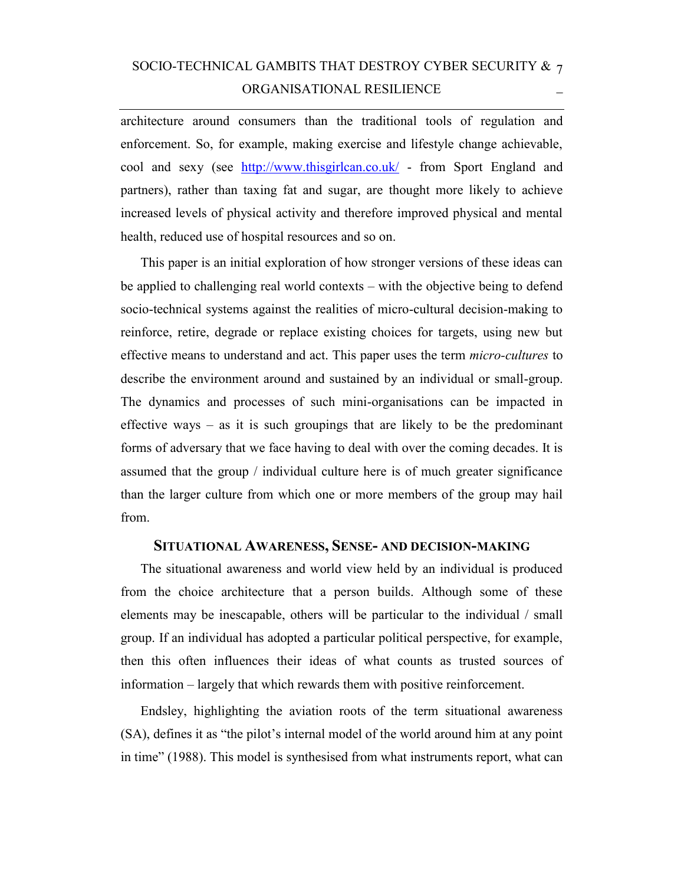architecture around consumers than the traditional tools of regulation and enforcement. So, for example, making exercise and lifestyle change achievable, cool and sexy (see [http://www.thisgirlcan.co.uk/](http://www.thisgirlcan.co.uk/) - from Sport England and partners), rather than taxing fat and sugar, are thought more likely to achieve increased levels of physical activity and therefore improved physical and mental health, reduced use of hospital resources and so on.

This paper is an initial exploration of how stronger versions of these ideas can be applied to challenging real world contexts – with the objective being to defend socio-technical systems against the realities of micro-cultural decision-making to reinforce, retire, degrade or replace existing choices for targets, using new but effective means to understand and act. This paper uses the term *micro-cultures* to describe the environment around and sustained by an individual or small-group. The dynamics and processes of such mini-organisations can be impacted in effective ways – as it is such groupings that are likely to be the predominant forms of adversary that we face having to deal with over the coming decades. It is assumed that the group / individual culture here is of much greater significance than the larger culture from which one or more members of the group may hail from.

## SITUATIONAL AWARENESS, SENSE- AND DECISION-MAKING

The situational awareness and world view held by an individual is produced from the choice architecture that a person builds. Although some of these elements may be inescapable, others will be particular to the individual / small group. If an individual has adopted a particular political perspective, for example, then this often influences their ideas of what counts as trusted sources of information – largely that which rewards them with positive reinforcement.

Endsley, highlighting the aviation roots of the term situational awareness (SA), defines it as "the pilot's internal model of the world around him at any point in time" (1988). This model is synthesised from what instruments report, what can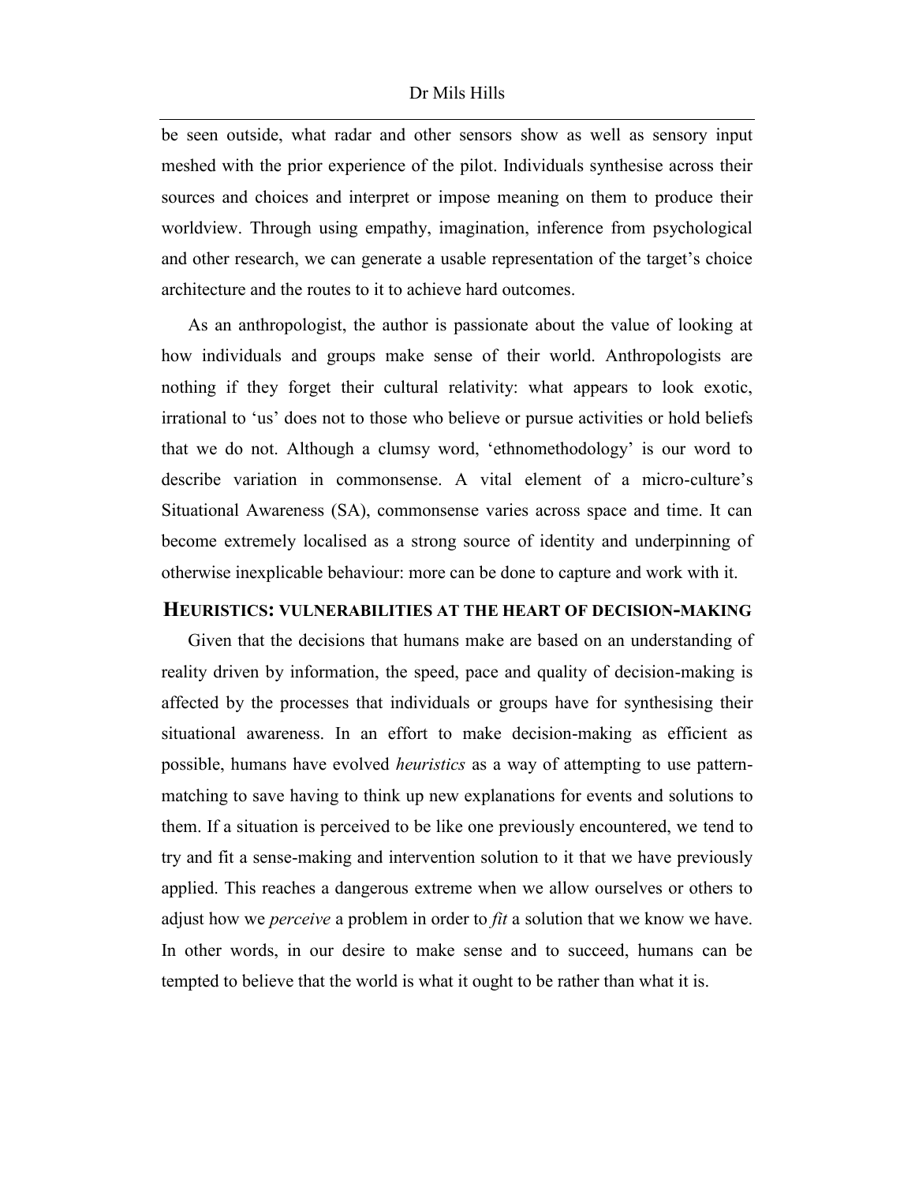be seen outside, what radar and other sensors show as well as sensory input meshed with the prior experience of the pilot. Individuals synthesise across their sources and choices and interpret or impose meaning on them to produce their worldview. Through using empathy, imagination, inference from psychological and other research, we can generate a usable representation of the target's choice architecture and the routes to it to achieve hard outcomes.

As an anthropologist, the author is passionate about the value of looking at how individuals and groups make sense of their world. Anthropologists are nothing if they forget their cultural relativity: what appears to look exotic, irrational to 'us' does not to those who believe or pursue activities or hold beliefs that we do not. Although a clumsy word, 'ethnomethodology' is our word to describe variation in commonsense. A vital element of a micro-culture's Situational Awareness (SA), commonsense varies across space and time. It can become extremely localised as a strong source of identity and underpinning of otherwise inexplicable behaviour: more can be done to capture and work with it.

## HEURISTICS: VULNERABILITIES AT THE HEART OF DECISION-MAKING

Given that the decisions that humans make are based on an understanding of reality driven by information, the speed, pace and quality of decision-making is affected by the processes that individuals or groups have for synthesising their situational awareness. In an effort to make decision-making as efficient as possible, humans have evolved *heuristics* as a way of attempting to use pattern-matching to save having to think up new explanations for events and solutions to them. If a situation is perceived to be like one previously encountered, we tend to try and fit a sense-making and intervention solution to it that we have previously applied. This reaches a dangerous extreme when we allow ourselves or others to adjust how we *perceive* a problem in order to *fit* a solution that we know we have. In other words, in our desire to make sense and to succeed, humans can be tempted to believe that the world is what it ought to be rather than what it is.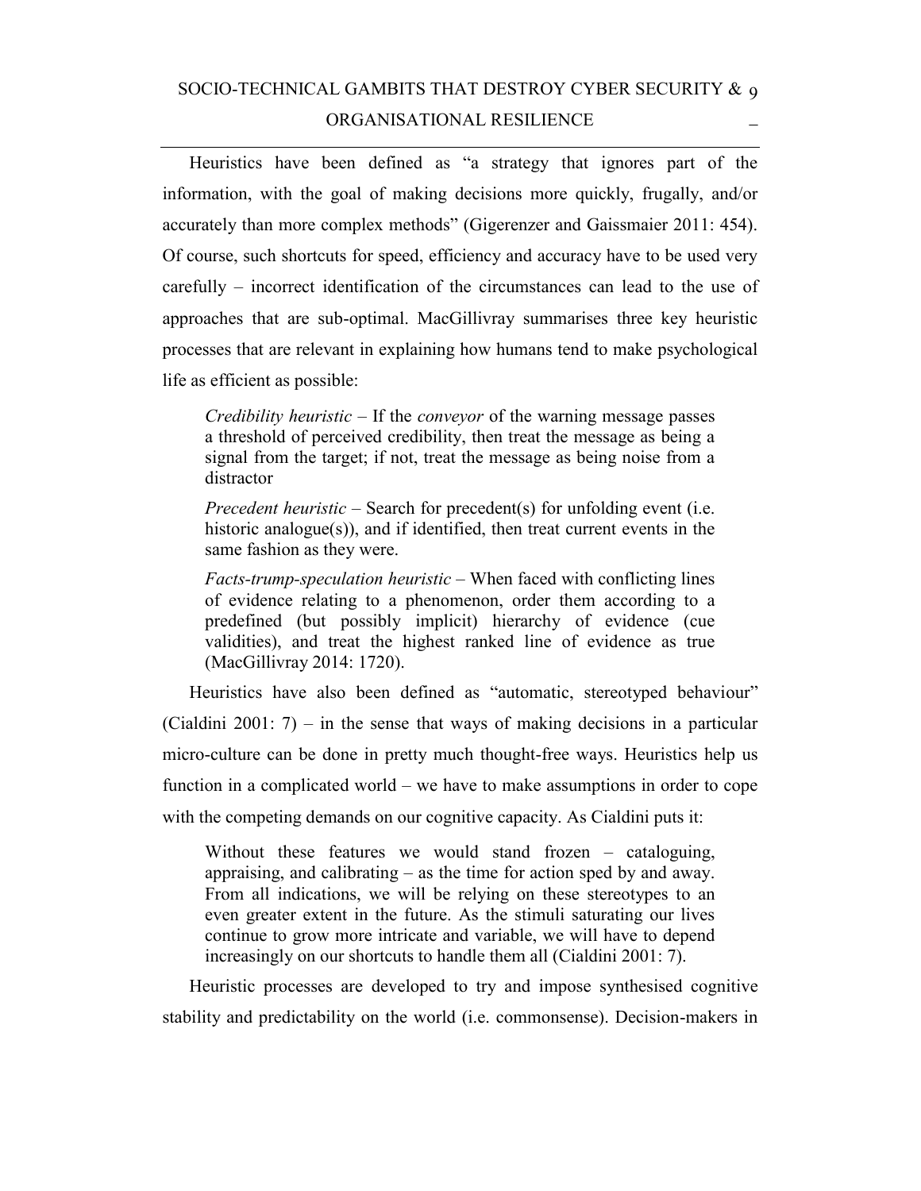Heuristics have been defined as "a strategy that ignores part of the information, with the goal of making decisions more quickly, frugally, and/or accurately than more complex methods" (Gigerenzer and Gaissmaier 2011: 454). Of course, such shortcuts for speed, efficiency and accuracy have to be used very carefully – incorrect identification of the circumstances can lead to the use of approaches that are sub-optimal. MacGillivray summarises three key heuristic processes that are relevant in explaining how humans tend to make psychological life as efficient as possible:

> *Credibility heuristic* – If the *conveyor* of the warning message passes a threshold of perceived credibility, then treat the message as being a signal from the target; if not, treat the message as being noise from a distractor
>
> *Precedent heuristic* – Search for precedent(s) for unfolding event (i.e. historic analogue(s)), and if identified, then treat current events in the same fashion as they were.
>
> *Facts-trump-speculation heuristic* – When faced with conflicting lines of evidence relating to a phenomenon, order them according to a predefined (but possibly implicit) hierarchy of evidence (cue validities), and treat the highest ranked line of evidence as true (MacGillivray 2014: 1720).

Heuristics have also been defined as "automatic, stereotyped behaviour" (Cialdini 2001: 7) – in the sense that ways of making decisions in a particular micro-culture can be done in pretty much thought-free ways. Heuristics help us function in a complicated world – we have to make assumptions in order to cope with the competing demands on our cognitive capacity. As Cialdini puts it:

> Without these features we would stand frozen – cataloguing, appraising, and calibrating – as the time for action sped by and away. From all indications, we will be relying on these stereotypes to an even greater extent in the future. As the stimuli saturating our lives continue to grow more intricate and variable, we will have to depend increasingly on our shortcuts to handle them all (Cialdini 2001: 7).

Heuristic processes are developed to try and impose synthesised cognitive stability and predictability on the world (i.e. commonsense). Decision-makers in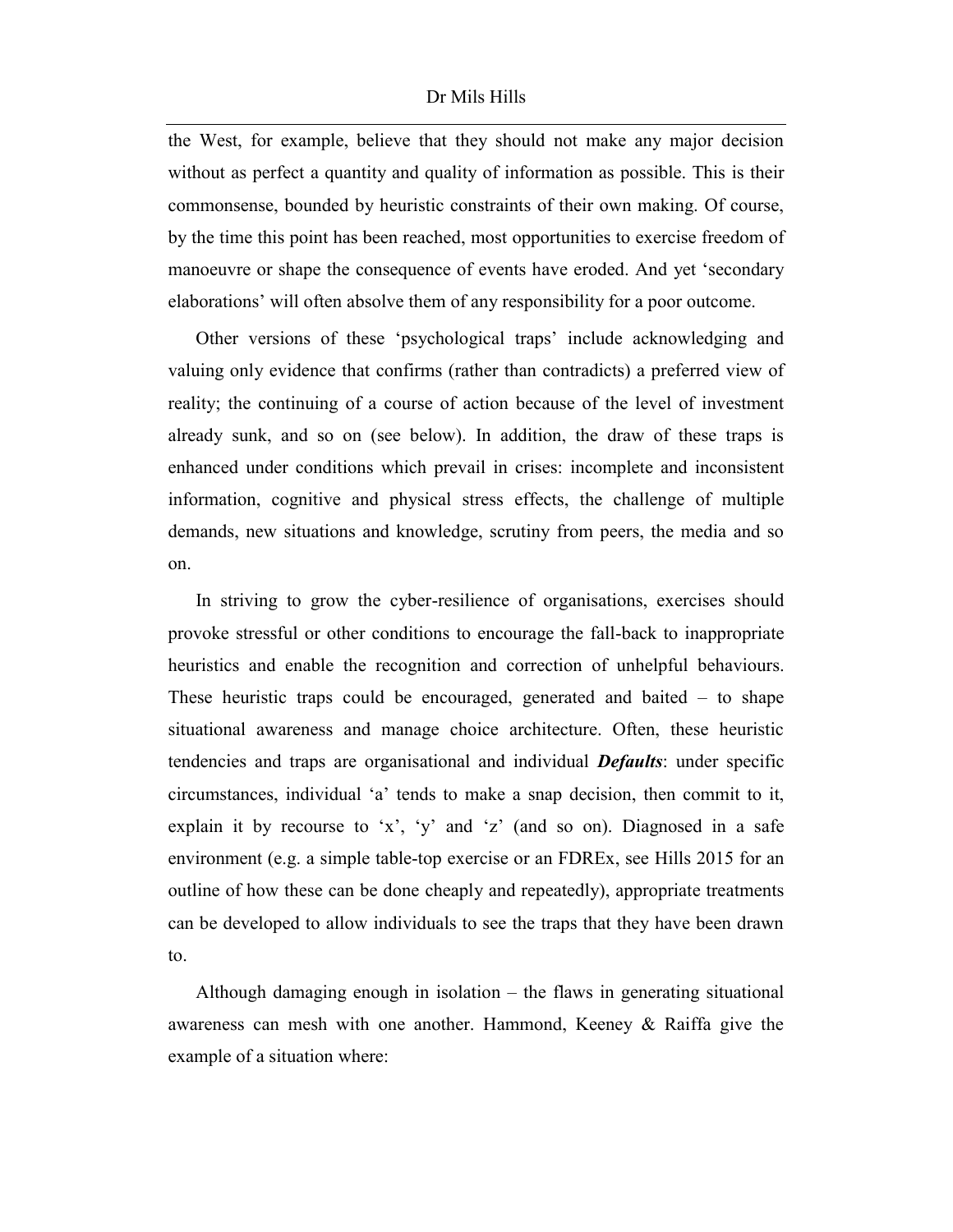the West, for example, believe that they should not make any major decision without as perfect a quantity and quality of information as possible. This is their commonsense, bounded by heuristic constraints of their own making. Of course, by the time this point has been reached, most opportunities to exercise freedom of manoeuvre or shape the consequence of events have eroded. And yet 'secondary elaborations' will often absolve them of any responsibility for a poor outcome.

Other versions of these 'psychological traps' include acknowledging and valuing only evidence that confirms (rather than contradicts) a preferred view of reality; the continuing of a course of action because of the level of investment already sunk, and so on (see below). In addition, the draw of these traps is enhanced under conditions which prevail in crises: incomplete and inconsistent information, cognitive and physical stress effects, the challenge of multiple demands, new situations and knowledge, scrutiny from peers, the media and so on.

In striving to grow the cyber-resilience of organisations, exercises should provoke stressful or other conditions to encourage the fall-back to inappropriate heuristics and enable the recognition and correction of unhelpful behaviours. These heuristic traps could be encouraged, generated and baited – to shape situational awareness and manage choice architecture. Often, these heuristic tendencies and traps are organisational and individual ***Defaults***: under specific circumstances, individual 'a' tends to make a snap decision, then commit to it, explain it by recourse to 'x', 'y' and 'z' (and so on). Diagnosed in a safe environment (e.g. a simple table-top exercise or an FDREx, see Hills 2015 for an outline of how these can be done cheaply and repeatedly), appropriate treatments can be developed to allow individuals to see the traps that they have been drawn to.

Although damaging enough in isolation – the flaws in generating situational awareness can mesh with one another. Hammond, Keeney & Raiffa give the example of a situation where: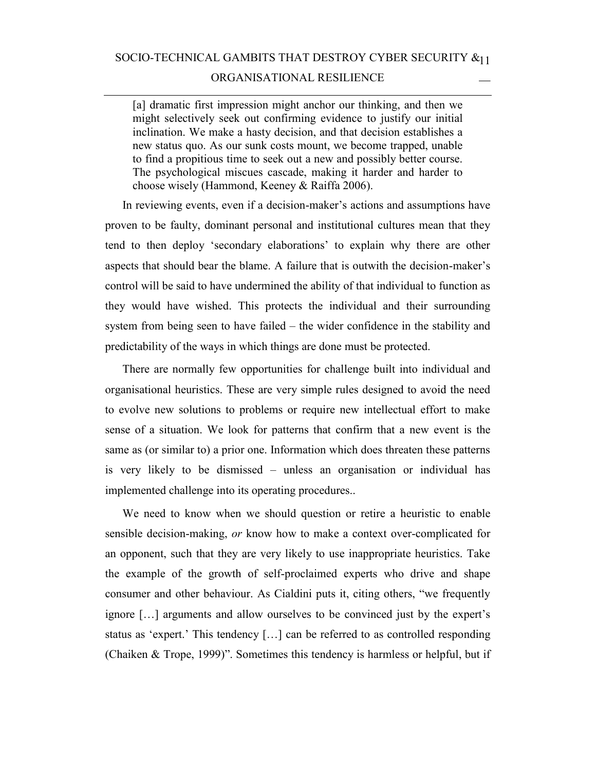> [a] dramatic first impression might anchor our thinking, and then we might selectively seek out confirming evidence to justify our initial inclination. We make a hasty decision, and that decision establishes a new status quo. As our sunk costs mount, we become trapped, unable to find a propitious time to seek out a new and possibly better course. The psychological miscues cascade, making it harder and harder to choose wisely (Hammond, Keeney & Raiffa 2006).

In reviewing events, even if a decision-maker's actions and assumptions have proven to be faulty, dominant personal and institutional cultures mean that they tend to then deploy 'secondary elaborations' to explain why there are other aspects that should bear the blame. A failure that is outwith the decision-maker's control will be said to have undermined the ability of that individual to function as they would have wished. This protects the individual and their surrounding system from being seen to have failed – the wider confidence in the stability and predictability of the ways in which things are done must be protected.

There are normally few opportunities for challenge built into individual and organisational heuristics. These are very simple rules designed to avoid the need to evolve new solutions to problems or require new intellectual effort to make sense of a situation. We look for patterns that confirm that a new event is the same as (or similar to) a prior one. Information which does threaten these patterns is very likely to be dismissed – unless an organisation or individual has implemented challenge into its operating procedures..

We need to know when we should question or retire a heuristic to enable sensible decision-making, *or* know how to make a context over-complicated for an opponent, such that they are very likely to use inappropriate heuristics. Take the example of the growth of self-proclaimed experts who drive and shape consumer and other behaviour. As Cialdini puts it, citing others, "we frequently ignore […] arguments and allow ourselves to be convinced just by the expert's status as 'expert.' This tendency […] can be referred to as controlled responding (Chaiken & Trope, 1999)". Sometimes this tendency is harmless or helpful, but if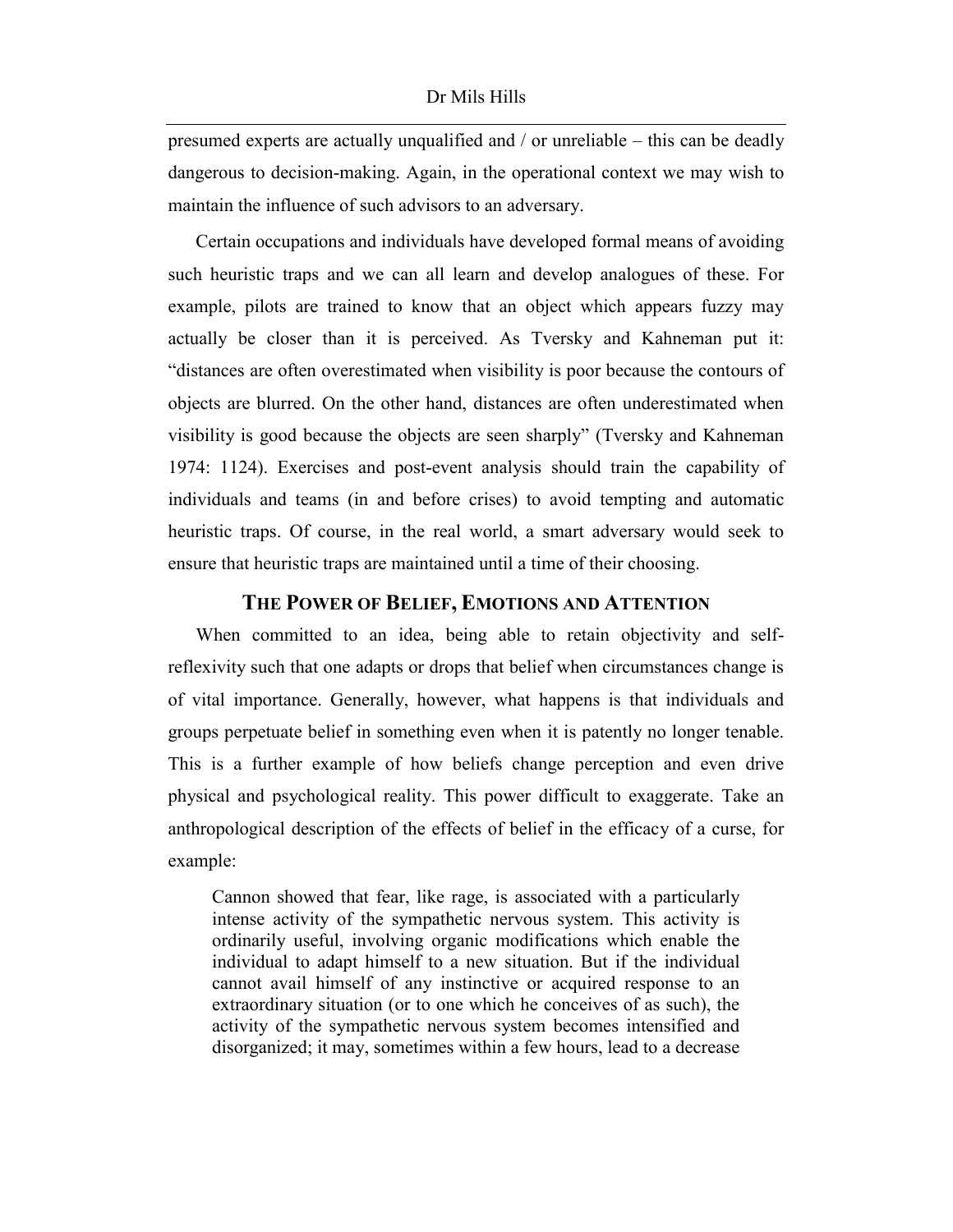presumed experts are actually unqualified and / or unreliable – this can be deadly dangerous to decision-making. Again, in the operational context we may wish to maintain the influence of such advisors to an adversary.

Certain occupations and individuals have developed formal means of avoiding such heuristic traps and we can all learn and develop analogues of these. For example, pilots are trained to know that an object which appears fuzzy may actually be closer than it is perceived. As Tversky and Kahneman put it: "distances are often overestimated when visibility is poor because the contours of objects are blurred. On the other hand, distances are often underestimated when visibility is good because the objects are seen sharply" (Tversky and Kahneman 1974: 1124). Exercises and post-event analysis should train the capability of individuals and teams (in and before crises) to avoid tempting and automatic heuristic traps. Of course, in the real world, a smart adversary would seek to ensure that heuristic traps are maintained until a time of their choosing.

## The Power of Belief, Emotions and Attention

When committed to an idea, being able to retain objectivity and self-reflexivity such that one adapts or drops that belief when circumstances change is of vital importance. Generally, however, what happens is that individuals and groups perpetuate belief in something even when it is patently no longer tenable. This is a further example of how beliefs change perception and even drive physical and psychological reality. This power difficult to exaggerate. Take an anthropological description of the effects of belief in the efficacy of a curse, for example:

> Cannon showed that fear, like rage, is associated with a particularly intense activity of the sympathetic nervous system. This activity is ordinarily useful, involving organic modifications which enable the individual to adapt himself to a new situation. But if the individual cannot avail himself of any instinctive or acquired response to an extraordinary situation (or to one which he conceives of as such), the activity of the sympathetic nervous system becomes intensified and disorganized; it may, sometimes within a few hours, lead to a decrease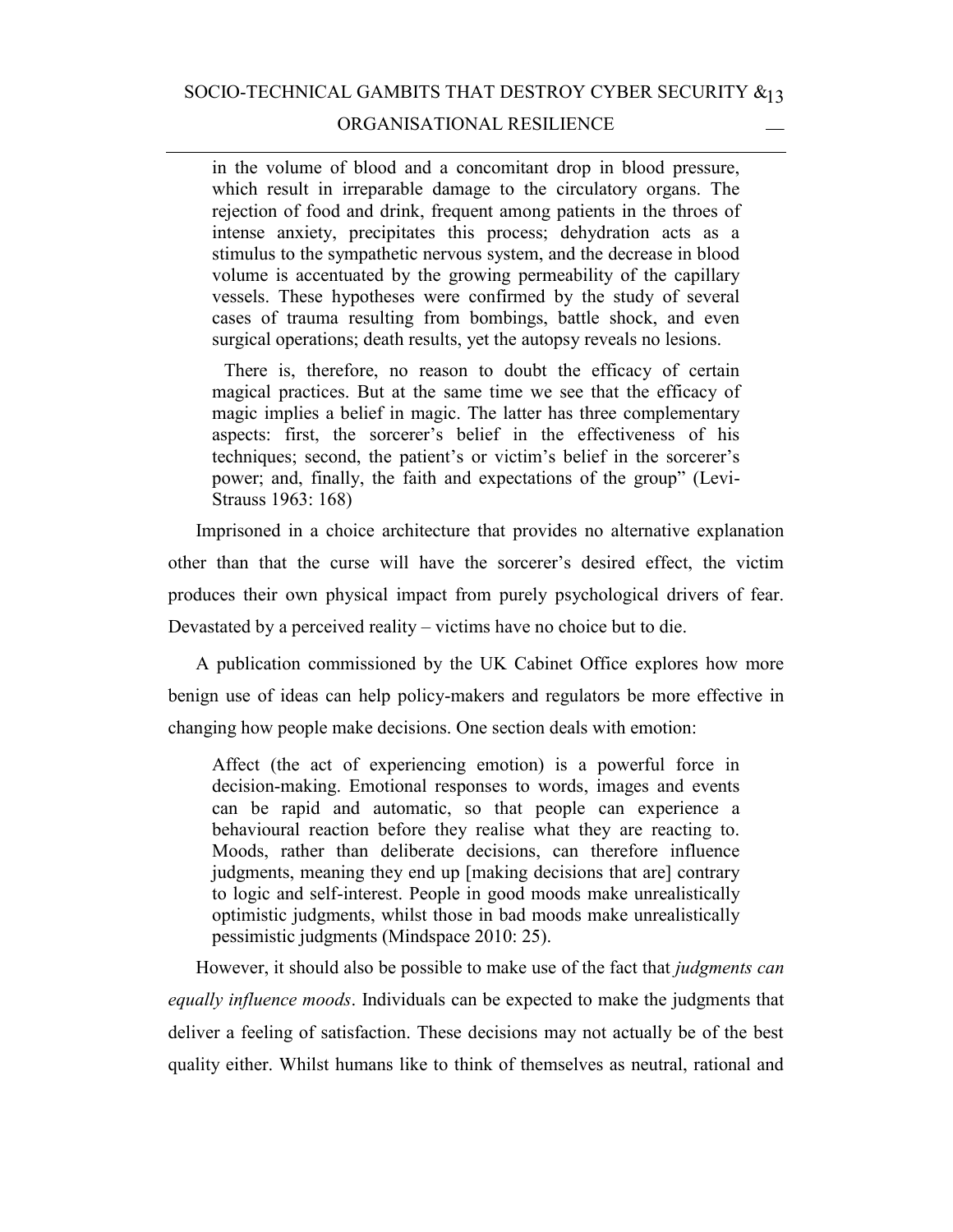> in the volume of blood and a concomitant drop in blood pressure, which result in irreparable damage to the circulatory organs. The rejection of food and drink, frequent among patients in the throes of intense anxiety, precipitates this process; dehydration acts as a stimulus to the sympathetic nervous system, and the decrease in blood volume is accentuated by the growing permeability of the capillary vessels. These hypotheses were confirmed by the study of several cases of trauma resulting from bombings, battle shock, and even surgical operations; death results, yet the autopsy reveals no lesions.
>
> There is, therefore, no reason to doubt the efficacy of certain magical practices. But at the same time we see that the efficacy of magic implies a belief in magic. The latter has three complementary aspects: first, the sorcerer's belief in the effectiveness of his techniques; second, the patient's or victim's belief in the sorcerer's power; and, finally, the faith and expectations of the group" (Levi-Strauss 1963: 168)

Imprisoned in a choice architecture that provides no alternative explanation other than that the curse will have the sorcerer's desired effect, the victim produces their own physical impact from purely psychological drivers of fear. Devastated by a perceived reality – victims have no choice but to die.

A publication commissioned by the UK Cabinet Office explores how more benign use of ideas can help policy-makers and regulators be more effective in changing how people make decisions. One section deals with emotion:

> Affect (the act of experiencing emotion) is a powerful force in decision-making. Emotional responses to words, images and events can be rapid and automatic, so that people can experience a behavioural reaction before they realise what they are reacting to. Moods, rather than deliberate decisions, can therefore influence judgments, meaning they end up [making decisions that are] contrary to logic and self-interest. People in good moods make unrealistically optimistic judgments, whilst those in bad moods make unrealistically pessimistic judgments (Mindspace 2010: 25).

However, it should also be possible to make use of the fact that *judgments can equally influence moods*. Individuals can be expected to make the judgments that deliver a feeling of satisfaction. These decisions may not actually be of the best quality either. Whilst humans like to think of themselves as neutral, rational and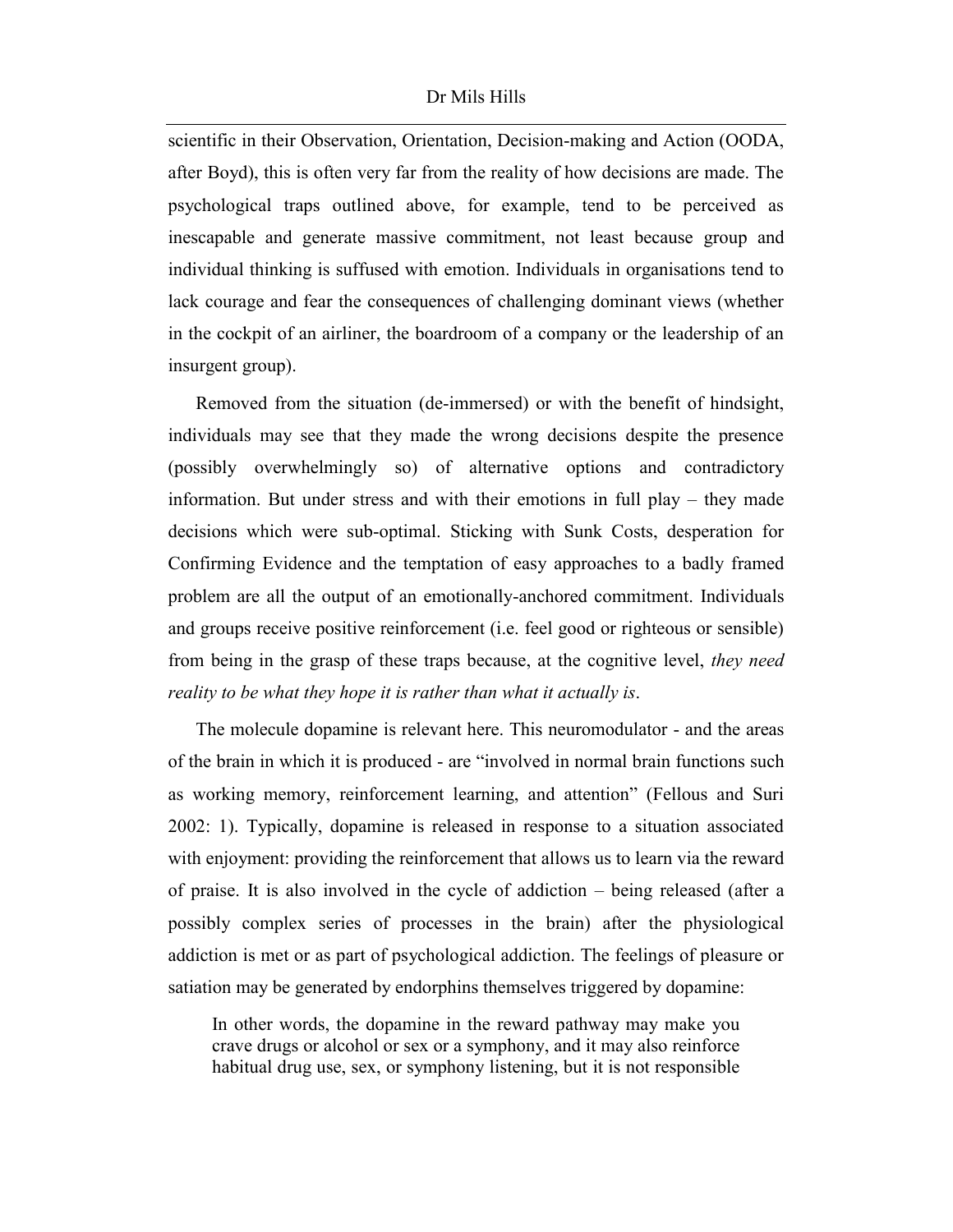scientific in their Observation, Orientation, Decision-making and Action (OODA, after Boyd), this is often very far from the reality of how decisions are made. The psychological traps outlined above, for example, tend to be perceived as inescapable and generate massive commitment, not least because group and individual thinking is suffused with emotion. Individuals in organisations tend to lack courage and fear the consequences of challenging dominant views (whether in the cockpit of an airliner, the boardroom of a company or the leadership of an insurgent group).

Removed from the situation (de-immersed) or with the benefit of hindsight, individuals may see that they made the wrong decisions despite the presence (possibly overwhelmingly so) of alternative options and contradictory information. But under stress and with their emotions in full play – they made decisions which were sub-optimal. Sticking with Sunk Costs, desperation for Confirming Evidence and the temptation of easy approaches to a badly framed problem are all the output of an emotionally-anchored commitment. Individuals and groups receive positive reinforcement (i.e. feel good or righteous or sensible) from being in the grasp of these traps because, at the cognitive level, *they need reality to be what they hope it is rather than what it actually is*.

The molecule dopamine is relevant here. This neuromodulator - and the areas of the brain in which it is produced - are "involved in normal brain functions such as working memory, reinforcement learning, and attention" (Fellous and Suri 2002: 1). Typically, dopamine is released in response to a situation associated with enjoyment: providing the reinforcement that allows us to learn via the reward of praise. It is also involved in the cycle of addiction – being released (after a possibly complex series of processes in the brain) after the physiological addiction is met or as part of psychological addiction. The feelings of pleasure or satiation may be generated by endorphins themselves triggered by dopamine:

> In other words, the dopamine in the reward pathway may make you crave drugs or alcohol or sex or a symphony, and it may also reinforce habitual drug use, sex, or symphony listening, but it is not responsible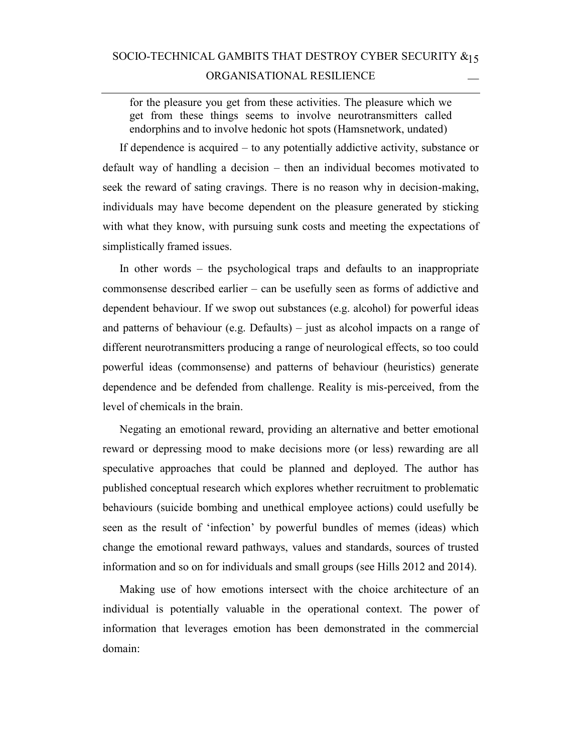> for the pleasure you get from these activities. The pleasure which we get from these things seems to involve neurotransmitters called endorphins and to involve hedonic hot spots (Hamsnetwork, undated)

If dependence is acquired – to any potentially addictive activity, substance or default way of handling a decision – then an individual becomes motivated to seek the reward of sating cravings. There is no reason why in decision-making, individuals may have become dependent on the pleasure generated by sticking with what they know, with pursuing sunk costs and meeting the expectations of simplistically framed issues.

In other words – the psychological traps and defaults to an inappropriate commonsense described earlier – can be usefully seen as forms of addictive and dependent behaviour. If we swop out substances (e.g. alcohol) for powerful ideas and patterns of behaviour (e.g. Defaults) – just as alcohol impacts on a range of different neurotransmitters producing a range of neurological effects, so too could powerful ideas (commonsense) and patterns of behaviour (heuristics) generate dependence and be defended from challenge. Reality is mis-perceived, from the level of chemicals in the brain.

Negating an emotional reward, providing an alternative and better emotional reward or depressing mood to make decisions more (or less) rewarding are all speculative approaches that could be planned and deployed. The author has published conceptual research which explores whether recruitment to problematic behaviours (suicide bombing and unethical employee actions) could usefully be seen as the result of 'infection' by powerful bundles of memes (ideas) which change the emotional reward pathways, values and standards, sources of trusted information and so on for individuals and small groups (see Hills 2012 and 2014).

Making use of how emotions intersect with the choice architecture of an individual is potentially valuable in the operational context. The power of information that leverages emotion has been demonstrated in the commercial domain: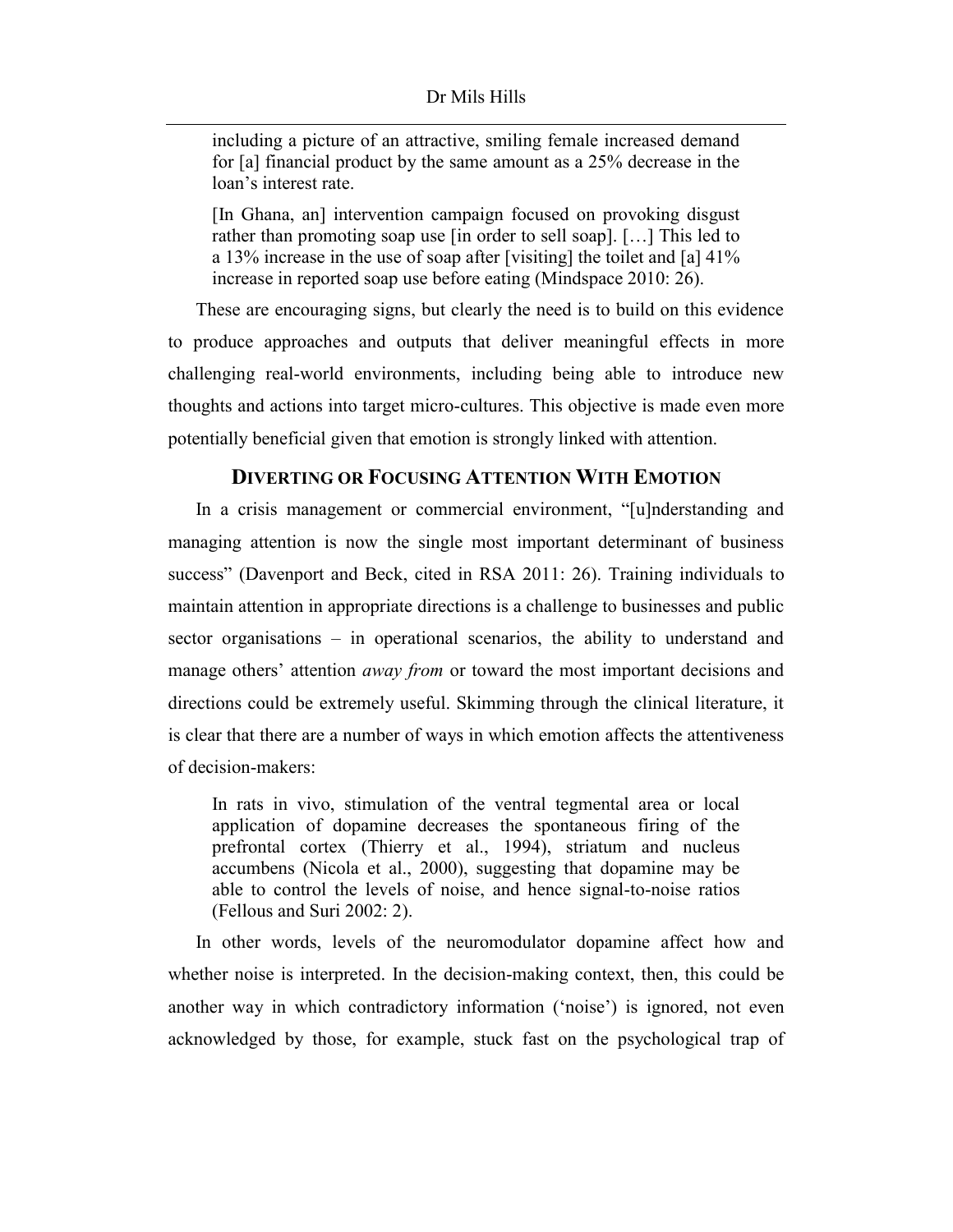> including a picture of an attractive, smiling female increased demand for [a] financial product by the same amount as a 25% decrease in the loan's interest rate.
>
> [In Ghana, an] intervention campaign focused on provoking disgust rather than promoting soap use [in order to sell soap]. […] This led to a 13% increase in the use of soap after [visiting] the toilet and [a] 41% increase in reported soap use before eating (Mindspace 2010: 26).

These are encouraging signs, but clearly the need is to build on this evidence to produce approaches and outputs that deliver meaningful effects in more challenging real-world environments, including being able to introduce new thoughts and actions into target micro-cultures. This objective is made even more potentially beneficial given that emotion is strongly linked with attention.

## Diverting or Focusing Attention With Emotion

In a crisis management or commercial environment, "[u]nderstanding and managing attention is now the single most important determinant of business success" (Davenport and Beck, cited in RSA 2011: 26). Training individuals to maintain attention in appropriate directions is a challenge to businesses and public sector organisations – in operational scenarios, the ability to understand and manage others' attention *away from* or toward the most important decisions and directions could be extremely useful. Skimming through the clinical literature, it is clear that there are a number of ways in which emotion affects the attentiveness of decision-makers:

> In rats in vivo, stimulation of the ventral tegmental area or local application of dopamine decreases the spontaneous firing of the prefrontal cortex (Thierry et al., 1994), striatum and nucleus accumbens (Nicola et al., 2000), suggesting that dopamine may be able to control the levels of noise, and hence signal-to-noise ratios (Fellous and Suri 2002: 2).

In other words, levels of the neuromodulator dopamine affect how and whether noise is interpreted. In the decision-making context, then, this could be another way in which contradictory information ('noise') is ignored, not even acknowledged by those, for example, stuck fast on the psychological trap of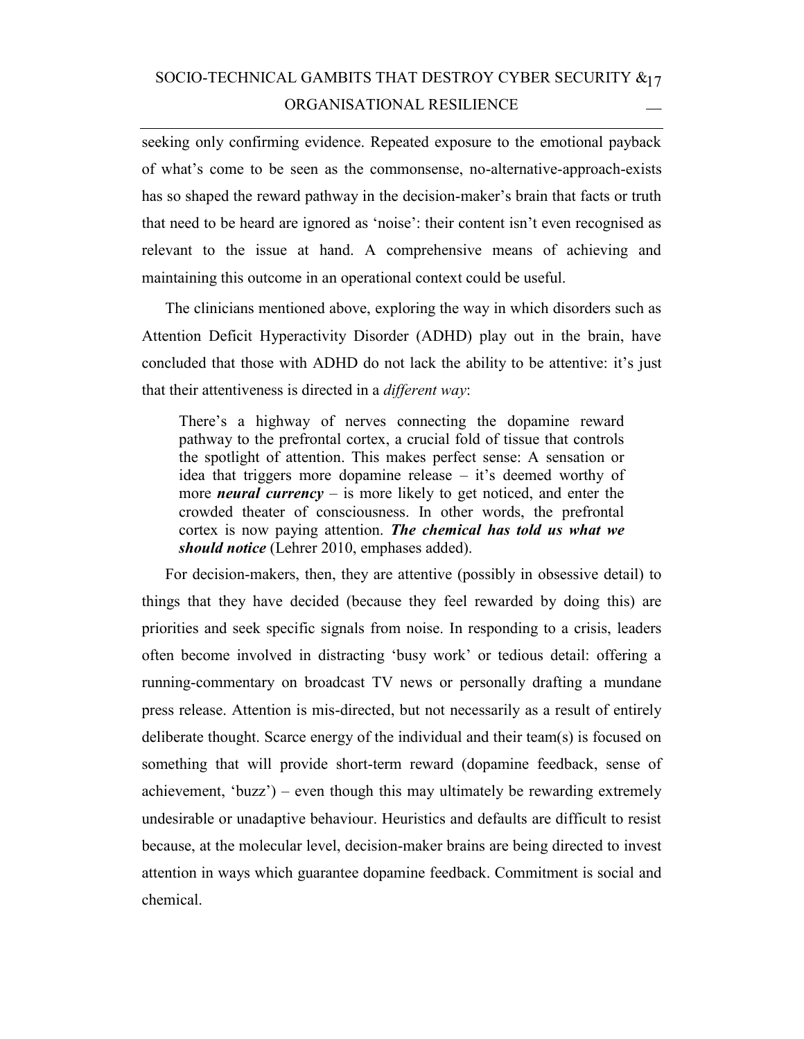seeking only confirming evidence. Repeated exposure to the emotional payback of what's come to be seen as the commonsense, no-alternative-approach-exists has so shaped the reward pathway in the decision-maker's brain that facts or truth that need to be heard are ignored as 'noise': their content isn't even recognised as relevant to the issue at hand. A comprehensive means of achieving and maintaining this outcome in an operational context could be useful.

The clinicians mentioned above, exploring the way in which disorders such as Attention Deficit Hyperactivity Disorder (ADHD) play out in the brain, have concluded that those with ADHD do not lack the ability to be attentive: it's just that their attentiveness is directed in a *different way*:

> There's a highway of nerves connecting the dopamine reward pathway to the prefrontal cortex, a crucial fold of tissue that controls the spotlight of attention. This makes perfect sense: A sensation or idea that triggers more dopamine release – it's deemed worthy of more ***neural currency*** – is more likely to get noticed, and enter the crowded theater of consciousness. In other words, the prefrontal cortex is now paying attention. ***The chemical has told us what we should notice*** (Lehrer 2010, emphases added).

For decision-makers, then, they are attentive (possibly in obsessive detail) to things that they have decided (because they feel rewarded by doing this) are priorities and seek specific signals from noise. In responding to a crisis, leaders often become involved in distracting 'busy work' or tedious detail: offering a running-commentary on broadcast TV news or personally drafting a mundane press release. Attention is mis-directed, but not necessarily as a result of entirely deliberate thought. Scarce energy of the individual and their team(s) is focused on something that will provide short-term reward (dopamine feedback, sense of achievement, 'buzz') – even though this may ultimately be rewarding extremely undesirable or unadaptive behaviour. Heuristics and defaults are difficult to resist because, at the molecular level, decision-maker brains are being directed to invest attention in ways which guarantee dopamine feedback. Commitment is social and chemical.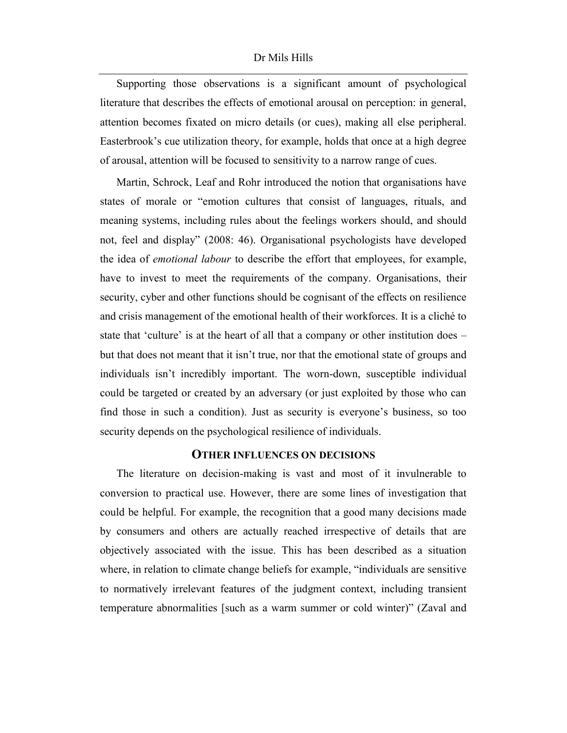Supporting those observations is a significant amount of psychological literature that describes the effects of emotional arousal on perception: in general, attention becomes fixated on micro details (or cues), making all else peripheral. Easterbrook's cue utilization theory, for example, holds that once at a high degree of arousal, attention will be focused to sensitivity to a narrow range of cues.

Martin, Schrock, Leaf and Rohr introduced the notion that organisations have states of morale or "emotion cultures that consist of languages, rituals, and meaning systems, including rules about the feelings workers should, and should not, feel and display" (2008: 46). Organisational psychologists have developed the idea of *emotional labour* to describe the effort that employees, for example, have to invest to meet the requirements of the company. Organisations, their security, cyber and other functions should be cognisant of the effects on resilience and crisis management of the emotional health of their workforces. It is a cliché to state that 'culture' is at the heart of all that a company or other institution does – but that does not meant that it isn't true, nor that the emotional state of groups and individuals isn't incredibly important. The worn-down, susceptible individual could be targeted or created by an adversary (or just exploited by those who can find those in such a condition). Just as security is everyone's business, so too security depends on the psychological resilience of individuals.

## Other influences on decisions

The literature on decision-making is vast and most of it invulnerable to conversion to practical use. However, there are some lines of investigation that could be helpful. For example, the recognition that a good many decisions made by consumers and others are actually reached irrespective of details that are objectively associated with the issue. This has been described as a situation where, in relation to climate change beliefs for example, "individuals are sensitive to normatively irrelevant features of the judgment context, including transient temperature abnormalities [such as a warm summer or cold winter)" (Zaval and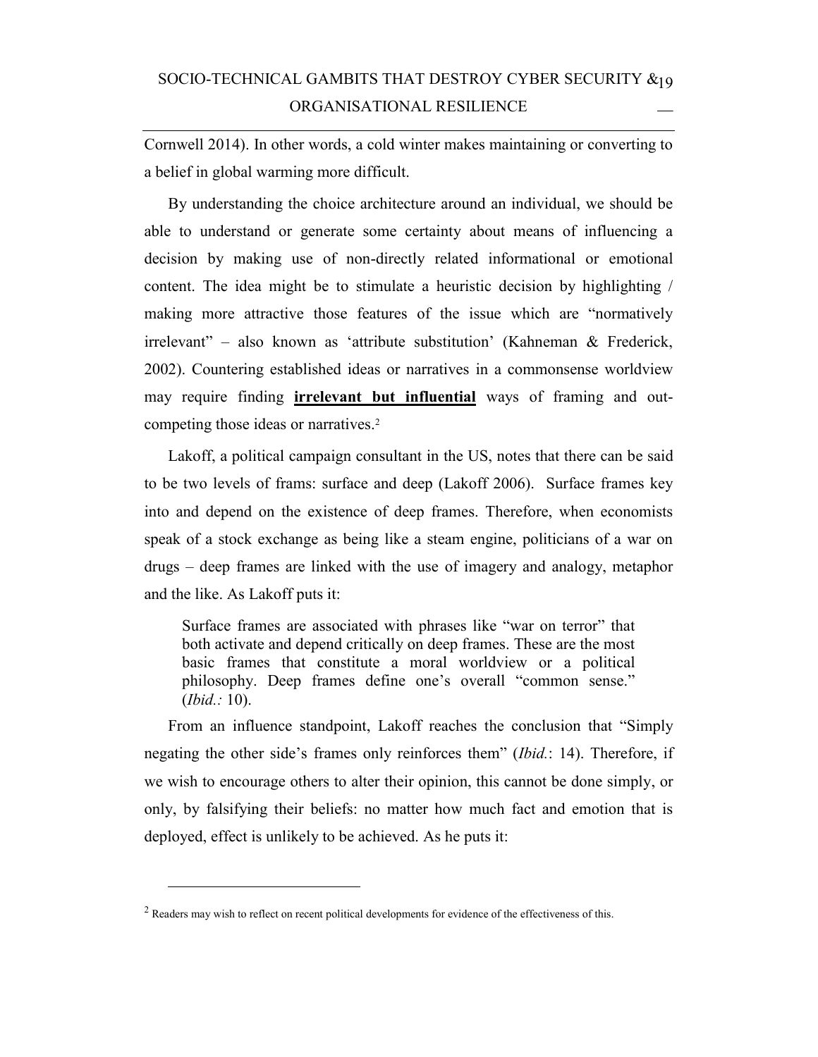Cornwell 2014). In other words, a cold winter makes maintaining or converting to a belief in global warming more difficult.

By understanding the choice architecture around an individual, we should be able to understand or generate some certainty about means of influencing a decision by making use of non-directly related informational or emotional content. The idea might be to stimulate a heuristic decision by highlighting / making more attractive those features of the issue which are "normatively irrelevant" – also known as 'attribute substitution' (Kahneman & Frederick, 2002). Countering established ideas or narratives in a commonsense worldview may require finding **irrelevant but influential** ways of framing and out-competing those ideas or narratives.[2]

Lakoff, a political campaign consultant in the US, notes that there can be said to be two levels of frams: surface and deep (Lakoff 2006). Surface frames key into and depend on the existence of deep frames. Therefore, when economists speak of a stock exchange as being like a steam engine, politicians of a war on drugs – deep frames are linked with the use of imagery and analogy, metaphor and the like. As Lakoff puts it:

> Surface frames are associated with phrases like "war on terror" that both activate and depend critically on deep frames. These are the most basic frames that constitute a moral worldview or a political philosophy. Deep frames define one's overall "common sense." (*Ibid.:* 10).

From an influence standpoint, Lakoff reaches the conclusion that "Simply negating the other side's frames only reinforces them" (*Ibid.*: 14). Therefore, if we wish to encourage others to alter their opinion, this cannot be done simply, or only, by falsifying their beliefs: no matter how much fact and emotion that is deployed, effect is unlikely to be achieved. As he puts it:

---

[2] Readers may wish to reflect on recent political developments for evidence of the effectiveness of this.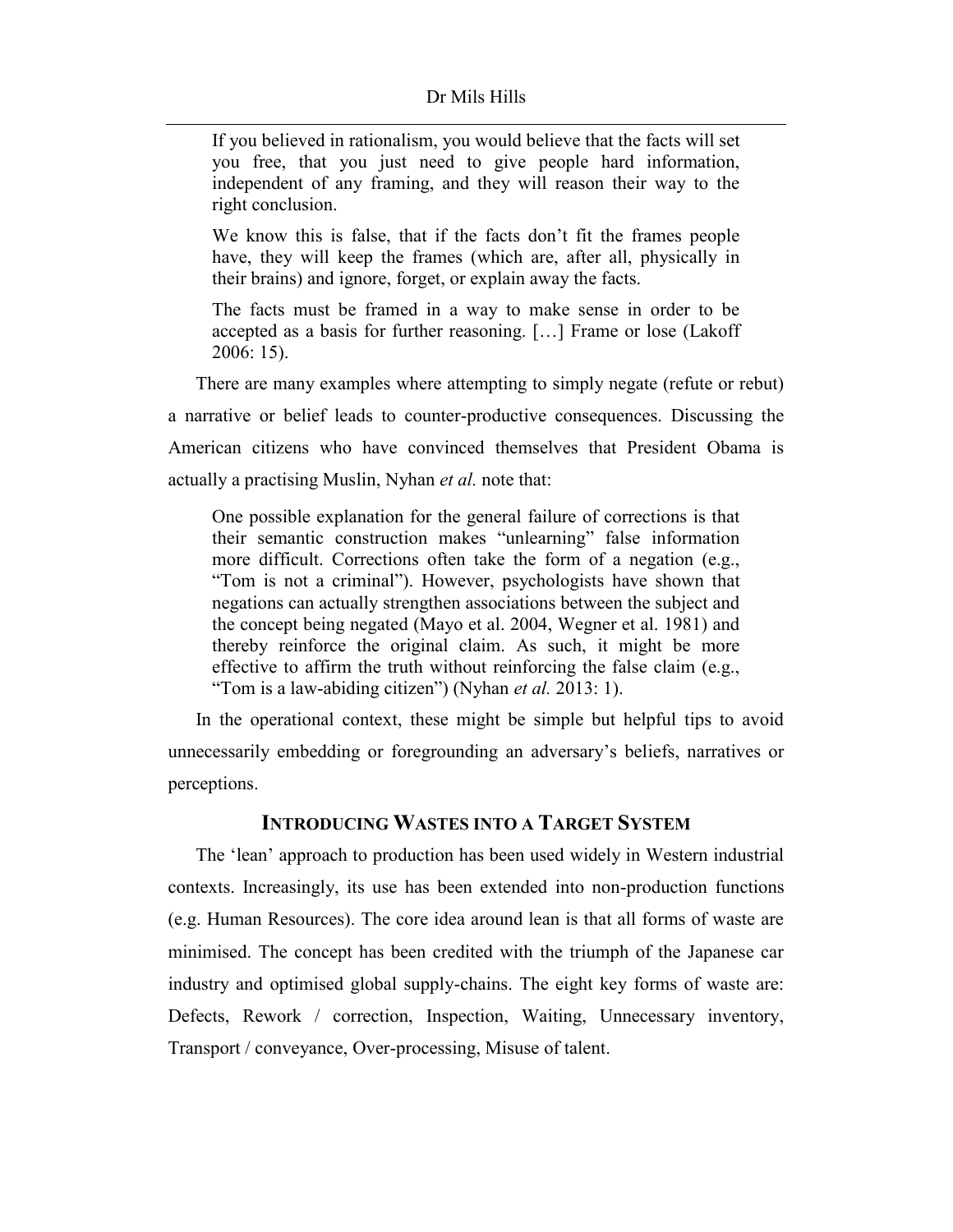> If you believed in rationalism, you would believe that the facts will set you free, that you just need to give people hard information, independent of any framing, and they will reason their way to the right conclusion.
>
> We know this is false, that if the facts don't fit the frames people have, they will keep the frames (which are, after all, physically in their brains) and ignore, forget, or explain away the facts.
>
> The facts must be framed in a way to make sense in order to be accepted as a basis for further reasoning. […] Frame or lose (Lakoff 2006: 15).

There are many examples where attempting to simply negate (refute or rebut) a narrative or belief leads to counter-productive consequences. Discussing the American citizens who have convinced themselves that President Obama is actually a practising Muslin, Nyhan *et al.* note that:

> One possible explanation for the general failure of corrections is that their semantic construction makes "unlearning" false information more difficult. Corrections often take the form of a negation (e.g., "Tom is not a criminal"). However, psychologists have shown that negations can actually strengthen associations between the subject and the concept being negated (Mayo et al. 2004, Wegner et al. 1981) and thereby reinforce the original claim. As such, it might be more effective to affirm the truth without reinforcing the false claim (e.g., "Tom is a law-abiding citizen") (Nyhan *et al.* 2013: 1).

In the operational context, these might be simple but helpful tips to avoid unnecessarily embedding or foregrounding an adversary's beliefs, narratives or perceptions.

## Introducing Wastes into a Target System

The 'lean' approach to production has been used widely in Western industrial contexts. Increasingly, its use has been extended into non-production functions (e.g. Human Resources). The core idea around lean is that all forms of waste are minimised. The concept has been credited with the triumph of the Japanese car industry and optimised global supply-chains. The eight key forms of waste are: Defects, Rework / correction, Inspection, Waiting, Unnecessary inventory, Transport / conveyance, Over-processing, Misuse of talent.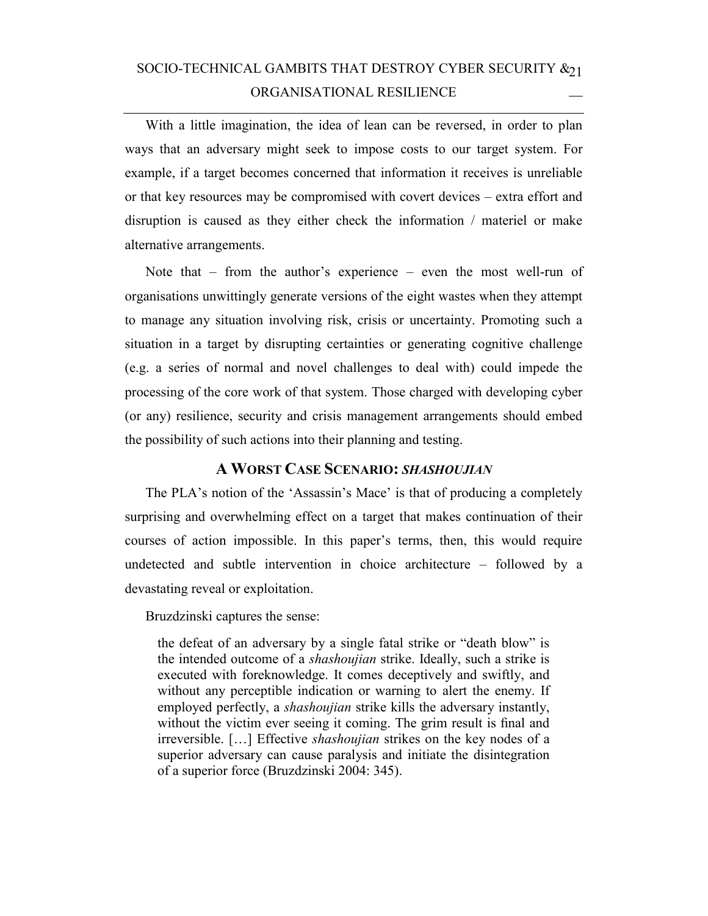With a little imagination, the idea of lean can be reversed, in order to plan ways that an adversary might seek to impose costs to our target system. For example, if a target becomes concerned that information it receives is unreliable or that key resources may be compromised with covert devices – extra effort and disruption is caused as they either check the information / materiel or make alternative arrangements.

Note that – from the author's experience – even the most well-run of organisations unwittingly generate versions of the eight wastes when they attempt to manage any situation involving risk, crisis or uncertainty. Promoting such a situation in a target by disrupting certainties or generating cognitive challenge (e.g. a series of normal and novel challenges to deal with) could impede the processing of the core work of that system. Those charged with developing cyber (or any) resilience, security and crisis management arrangements should embed the possibility of such actions into their planning and testing.

## A Worst Case Scenario: *Shashoujian*

The PLA's notion of the 'Assassin's Mace' is that of producing a completely surprising and overwhelming effect on a target that makes continuation of their courses of action impossible. In this paper's terms, then, this would require undetected and subtle intervention in choice architecture – followed by a devastating reveal or exploitation.

Bruzdzinski captures the sense:

> the defeat of an adversary by a single fatal strike or "death blow" is the intended outcome of a *shashoujian* strike. Ideally, such a strike is executed with foreknowledge. It comes deceptively and swiftly, and without any perceptible indication or warning to alert the enemy. If employed perfectly, a *shashoujian* strike kills the adversary instantly, without the victim ever seeing it coming. The grim result is final and irreversible. […] Effective *shashoujian* strikes on the key nodes of a superior adversary can cause paralysis and initiate the disintegration of a superior force (Bruzdzinski 2004: 345).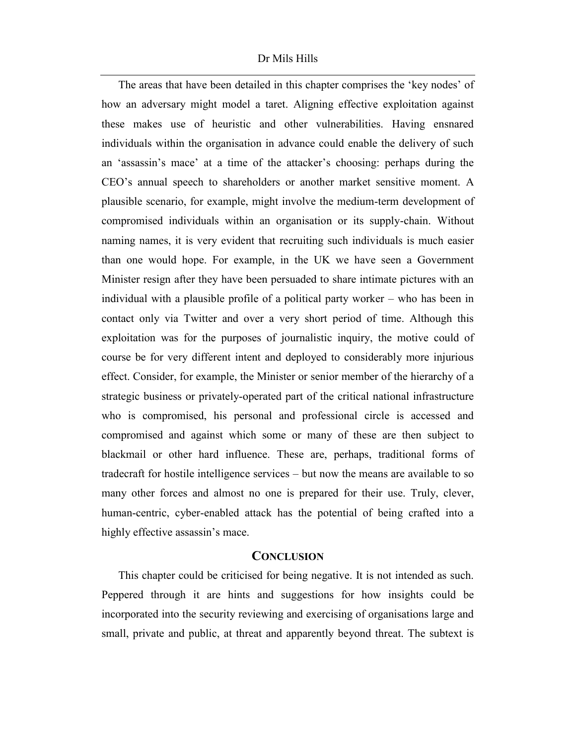The areas that have been detailed in this chapter comprises the 'key nodes' of how an adversary might model a taret. Aligning effective exploitation against these makes use of heuristic and other vulnerabilities. Having ensnared individuals within the organisation in advance could enable the delivery of such an 'assassin's mace' at a time of the attacker's choosing: perhaps during the CEO's annual speech to shareholders or another market sensitive moment. A plausible scenario, for example, might involve the medium-term development of compromised individuals within an organisation or its supply-chain. Without naming names, it is very evident that recruiting such individuals is much easier than one would hope. For example, in the UK we have seen a Government Minister resign after they have been persuaded to share intimate pictures with an individual with a plausible profile of a political party worker – who has been in contact only via Twitter and over a very short period of time. Although this exploitation was for the purposes of journalistic inquiry, the motive could of course be for very different intent and deployed to considerably more injurious effect. Consider, for example, the Minister or senior member of the hierarchy of a strategic business or privately-operated part of the critical national infrastructure who is compromised, his personal and professional circle is accessed and compromised and against which some or many of these are then subject to blackmail or other hard influence. These are, perhaps, traditional forms of tradecraft for hostile intelligence services – but now the means are available to so many other forces and almost no one is prepared for their use. Truly, clever, human-centric, cyber-enabled attack has the potential of being crafted into a highly effective assassin's mace.

## Conclusion

This chapter could be criticised for being negative. It is not intended as such. Peppered through it are hints and suggestions for how insights could be incorporated into the security reviewing and exercising of organisations large and small, private and public, at threat and apparently beyond threat. The subtext is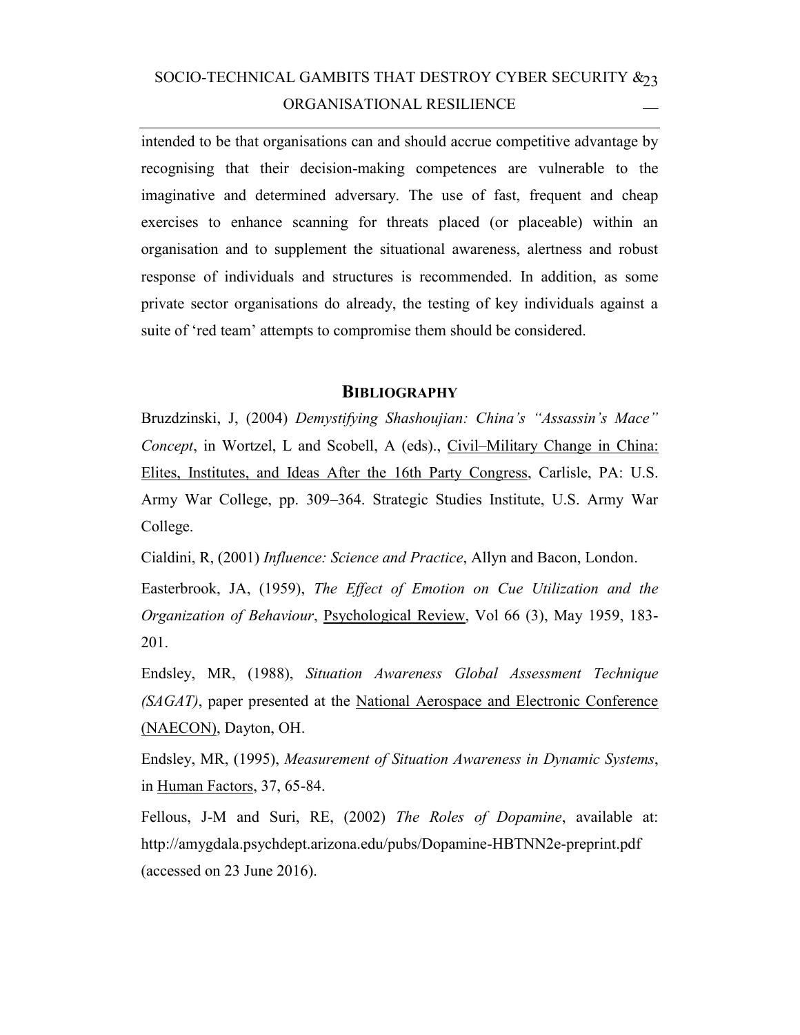intended to be that organisations can and should accrue competitive advantage by recognising that their decision-making competences are vulnerable to the imaginative and determined adversary. The use of fast, frequent and cheap exercises to enhance scanning for threats placed (or placeable) within an organisation and to supplement the situational awareness, alertness and robust response of individuals and structures is recommended. In addition, as some private sector organisations do already, the testing of key individuals against a suite of 'red team' attempts to compromise them should be considered.

## BIBLIOGRAPHY

Bruzdzinski, J, (2004) *Demystifying Shashoujian: China's "Assassin's Mace" Concept*, in Wortzel, L and Scobell, A (eds)., Civil–Military Change in China: Elites, Institutes, and Ideas After the 16th Party Congress, Carlisle, PA: U.S. Army War College, pp. 309–364. Strategic Studies Institute, U.S. Army War College.

Cialdini, R, (2001) *Influence: Science and Practice*, Allyn and Bacon, London.

Easterbrook, JA, (1959), *The Effect of Emotion on Cue Utilization and the Organization of Behaviour*, Psychological Review, Vol 66 (3), May 1959, 183-201.

Endsley, MR, (1988), *Situation Awareness Global Assessment Technique (SAGAT)*, paper presented at the National Aerospace and Electronic Conference (NAECON), Dayton, OH.

Endsley, MR, (1995), *Measurement of Situation Awareness in Dynamic Systems*, in Human Factors, 37, 65-84.

Fellous, J-M and Suri, RE, (2002) *The Roles of Dopamine*, available at: http://amygdala.psychdept.arizona.edu/pubs/Dopamine-HBTNN2e-preprint.pdf (accessed on 23 June 2016).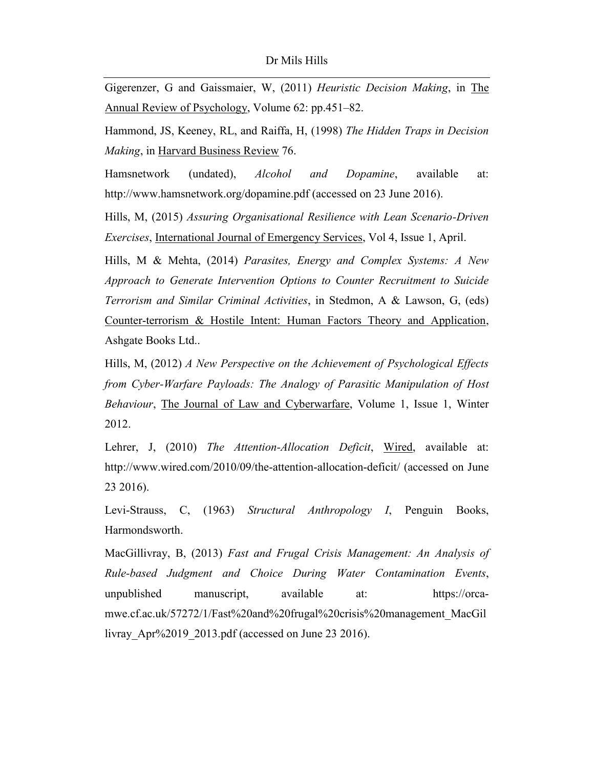Gigerenzer, G and Gaissmaier, W, (2011) *Heuristic Decision Making*, in The Annual Review of Psychology, Volume 62: pp.451–82.

Hammond, JS, Keeney, RL, and Raiffa, H, (1998) *The Hidden Traps in Decision Making*, in Harvard Business Review 76.

Hamsnetwork (undated), *Alcohol and Dopamine*, available at: http://www.hamsnetwork.org/dopamine.pdf (accessed on 23 June 2016).

Hills, M, (2015) *Assuring Organisational Resilience with Lean Scenario-Driven Exercises*, International Journal of Emergency Services, Vol 4, Issue 1, April.

Hills, M & Mehta, (2014) *Parasites, Energy and Complex Systems: A New Approach to Generate Intervention Options to Counter Recruitment to Suicide Terrorism and Similar Criminal Activities*, in Stedmon, A & Lawson, G, (eds) Counter-terrorism & Hostile Intent: Human Factors Theory and Application, Ashgate Books Ltd..

Hills, M, (2012) *A New Perspective on the Achievement of Psychological Effects from Cyber-Warfare Payloads: The Analogy of Parasitic Manipulation of Host Behaviour*, The Journal of Law and Cyberwarfare, Volume 1, Issue 1, Winter 2012.

Lehrer, J, (2010) *The Attention-Allocation Deficit*, Wired, available at: http://www.wired.com/2010/09/the-attention-allocation-deficit/ (accessed on June 23 2016).

Levi-Strauss, C, (1963) *Structural Anthropology I*, Penguin Books, Harmondsworth.

MacGillivray, B, (2013) *Fast and Frugal Crisis Management: An Analysis of Rule-based Judgment and Choice During Water Contamination Events*, unpublished manuscript, available at: https://orca-mwe.cf.ac.uk/57272/1/Fast%20and%20frugal%20crisis%20management_MacGillivray_Apr%2019_2013.pdf (accessed on June 23 2016).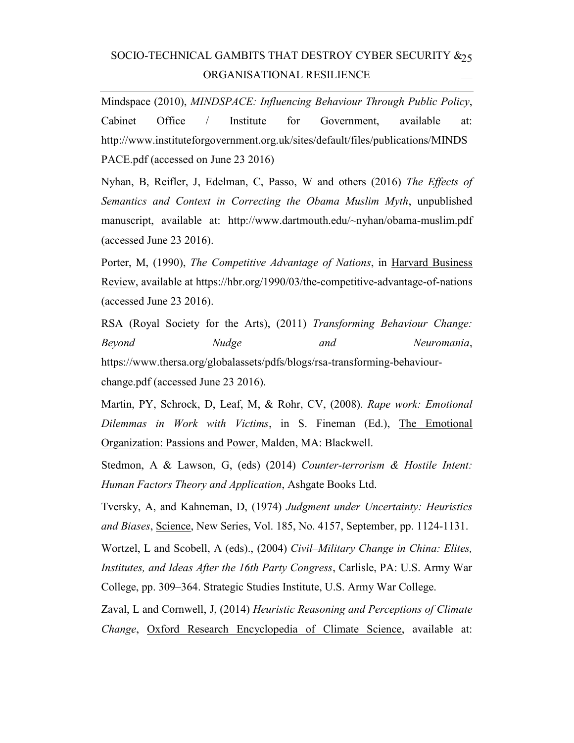Mindspace (2010), *MINDSPACE: Influencing Behaviour Through Public Policy*, Cabinet Office / Institute for Government, available at: http://www.instituteforgovernment.org.uk/sites/default/files/publications/MINDSPACE.pdf (accessed on June 23 2016)

Nyhan, B, Reifler, J, Edelman, C, Passo, W and others (2016) *The Effects of Semantics and Context in Correcting the Obama Muslim Myth*, unpublished manuscript, available at: http://www.dartmouth.edu/~nyhan/obama-muslim.pdf (accessed June 23 2016).

Porter, M, (1990), *The Competitive Advantage of Nations*, in Harvard Business Review, available at https://hbr.org/1990/03/the-competitive-advantage-of-nations (accessed June 23 2016).

RSA (Royal Society for the Arts), (2011) *Transforming Behaviour Change: Beyond Nudge and Neuromania*, https://www.thersa.org/globalassets/pdfs/blogs/rsa-transforming-behaviour-change.pdf (accessed June 23 2016).

Martin, PY, Schrock, D, Leaf, M, & Rohr, CV, (2008). *Rape work: Emotional Dilemmas in Work with Victims*, in S. Fineman (Ed.), The Emotional Organization: Passions and Power, Malden, MA: Blackwell.

Stedmon, A & Lawson, G, (eds) (2014) *Counter-terrorism & Hostile Intent: Human Factors Theory and Application*, Ashgate Books Ltd.

Tversky, A, and Kahneman, D, (1974) *Judgment under Uncertainty: Heuristics and Biases*, Science, New Series, Vol. 185, No. 4157, September, pp. 1124-1131.

Wortzel, L and Scobell, A (eds)., (2004) *Civil–Military Change in China: Elites, Institutes, and Ideas After the 16th Party Congress*, Carlisle, PA: U.S. Army War College, pp. 309–364. Strategic Studies Institute, U.S. Army War College.

Zaval, L and Cornwell, J, (2014) *Heuristic Reasoning and Perceptions of Climate Change*, Oxford Research Encyclopedia of Climate Science, available at: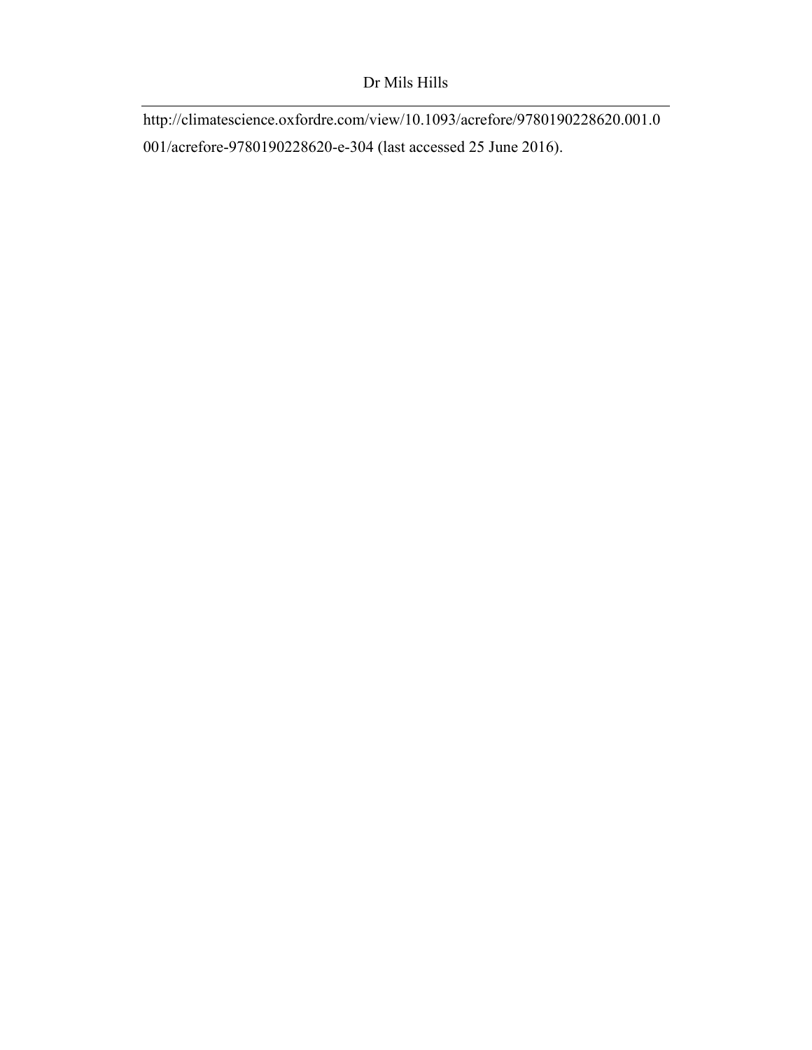http://climatescience.oxfordre.com/view/10.1093/acrefore/9780190228620.001.0001/acrefore-9780190228620-e-304 (last accessed 25 June 2016).